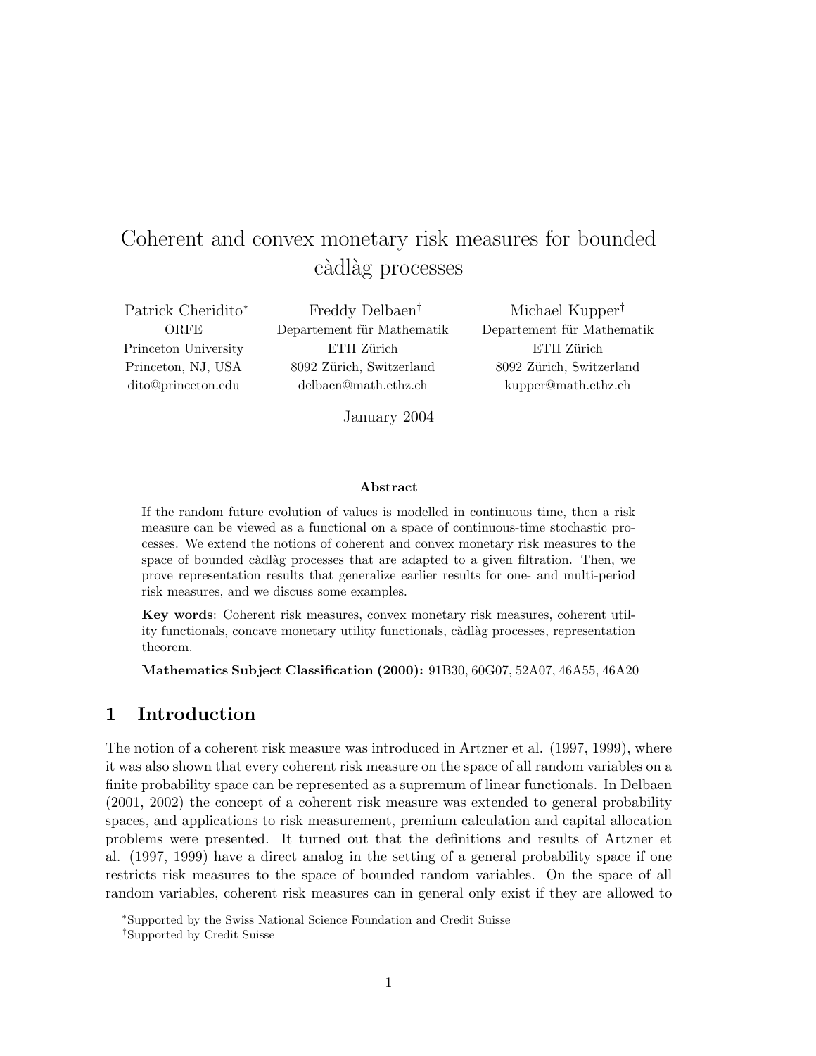# Coherent and convex monetary risk measures for bounded càdlàg processes

Patrick Cheridito[*]
ORFE
Princeton University
Princeton, NJ, USA
dito@princeton.edu

Freddy Delbaen[†]
Departement für Mathematik
ETH Zürich
8092 Zürich, Switzerland
delbaen@math.ethz.ch

Michael Kupper[†]
Departement für Mathematik
ETH Zürich
8092 Zürich, Switzerland
kupper@math.ethz.ch

January 2004

**Abstract**

If the random future evolution of values is modelled in continuous time, then a risk measure can be viewed as a functional on a space of continuous-time stochastic processes. We extend the notions of coherent and convex monetary risk measures to the space of bounded càdlàg processes that are adapted to a given filtration. Then, we prove representation results that generalize earlier results for one- and multi-period risk measures, and we discuss some examples.

**Key words**: Coherent risk measures, convex monetary risk measures, coherent utility functionals, concave monetary utility functionals, càdlàg processes, representation theorem.

**Mathematics Subject Classification (2000):** 91B30, 60G07, 52A07, 46A55, 46A20

## 1 Introduction

The notion of a coherent risk measure was introduced in Artzner et al. (1997, 1999), where it was also shown that every coherent risk measure on the space of all random variables on a finite probability space can be represented as a supremum of linear functionals. In Delbaen (2001, 2002) the concept of a coherent risk measure was extended to general probability spaces, and applications to risk measurement, premium calculation and capital allocation problems were presented. It turned out that the definitions and results of Artzner et al. (1997, 1999) have a direct analog in the setting of a general probability space if one restricts risk measures to the space of bounded random variables. On the space of all random variables, coherent risk measures can in general only exist if they are allowed to

[*] Supported by the Swiss National Science Foundation and Credit Suisse

[†] Supported by Credit Suisse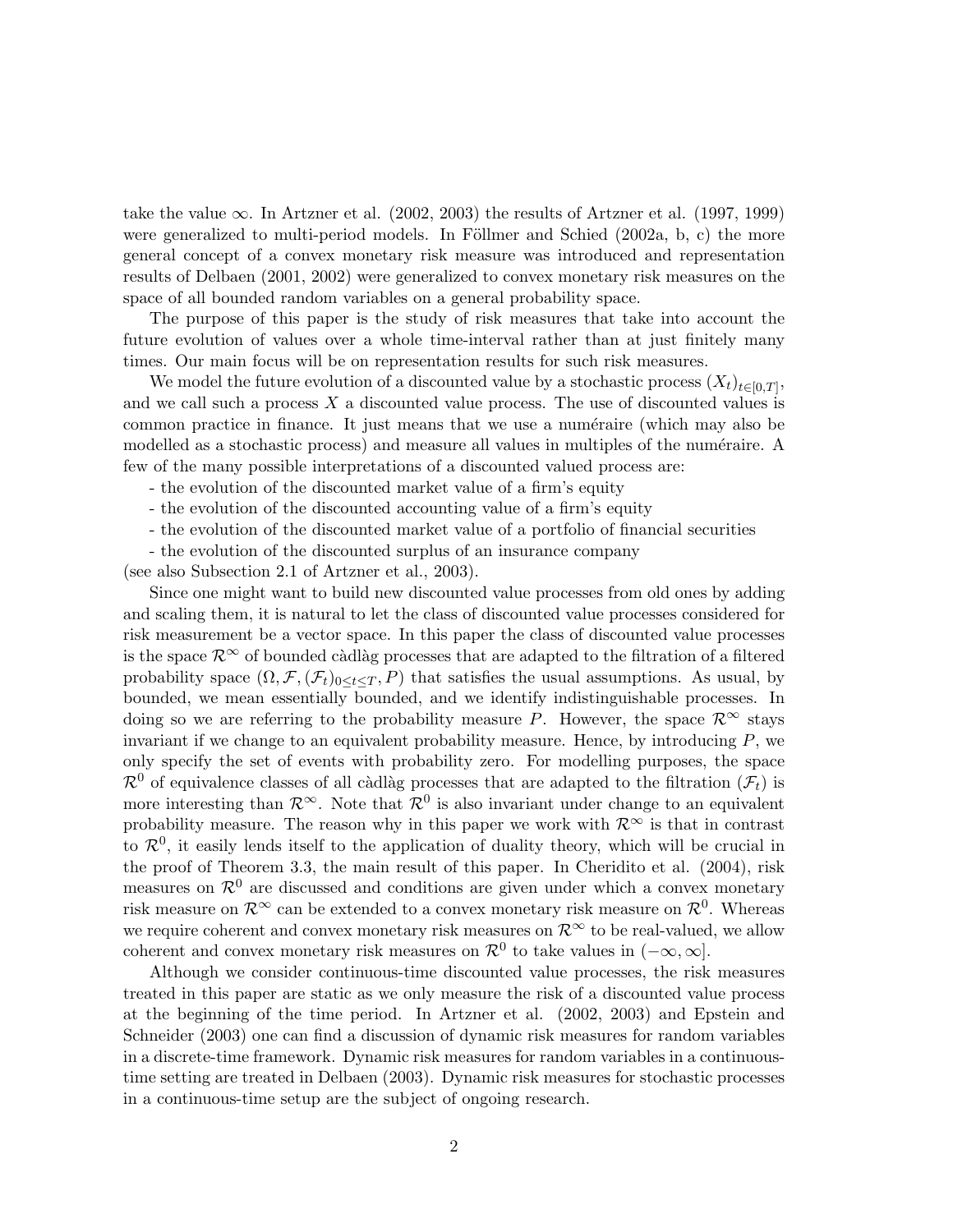take the value $\infty$. In Artzner et al. (2002, 2003) the results of Artzner et al. (1997, 1999) were generalized to multi-period models. In Föllmer and Schied (2002a, b, c) the more general concept of a convex monetary risk measure was introduced and representation results of Delbaen (2001, 2002) were generalized to convex monetary risk measures on the space of all bounded random variables on a general probability space.

The purpose of this paper is the study of risk measures that take into account the future evolution of values over a whole time-interval rather than at just finitely many times. Our main focus will be on representation results for such risk measures.

We model the future evolution of a discounted value by a stochastic process $(X_t)_{t\in[0,T]}$, and we call such a process $X$ a discounted value process. The use of discounted values is common practice in finance. It just means that we use a numéraire (which may also be modelled as a stochastic process) and measure all values in multiples of the numéraire. A few of the many possible interpretations of a discounted valued process are:

- the evolution of the discounted market value of a firm's equity
- the evolution of the discounted accounting value of a firm's equity
- the evolution of the discounted market value of a portfolio of financial securities
- the evolution of the discounted surplus of an insurance company

(see also Subsection 2.1 of Artzner et al., 2003).

Since one might want to build new discounted value processes from old ones by adding and scaling them, it is natural to let the class of discounted value processes considered for risk measurement be a vector space. In this paper the class of discounted value processes is the space $\mathcal{R}^\infty$ of bounded càdlàg processes that are adapted to the filtration of a filtered probability space $(\Omega, \mathcal{F}, (\mathcal{F}_t)_{0\le t\le T}, P)$ that satisfies the usual assumptions. As usual, by bounded, we mean essentially bounded, and we identify indistinguishable processes. In doing so we are referring to the probability measure $P$. However, the space $\mathcal{R}^\infty$ stays invariant if we change to an equivalent probability measure. Hence, by introducing $P$, we only specify the set of events with probability zero. For modelling purposes, the space $\mathcal{R}^0$ of equivalence classes of all càdlàg processes that are adapted to the filtration $(\mathcal{F}_t)$ is more interesting than $\mathcal{R}^\infty$. Note that $\mathcal{R}^0$ is also invariant under change to an equivalent probability measure. The reason why in this paper we work with $\mathcal{R}^\infty$ is that in contrast to $\mathcal{R}^0$, it easily lends itself to the application of duality theory, which will be crucial in the proof of Theorem 3.3, the main result of this paper. In Cheridito et al. (2004), risk measures on $\mathcal{R}^0$ are discussed and conditions are given under which a convex monetary risk measure on $\mathcal{R}^\infty$ can be extended to a convex monetary risk measure on $\mathcal{R}^0$. Whereas we require coherent and convex monetary risk measures on $\mathcal{R}^\infty$ to be real-valued, we allow coherent and convex monetary risk measures on $\mathcal{R}^0$ to take values in $(-\infty, \infty]$.

Although we consider continuous-time discounted value processes, the risk measures treated in this paper are static as we only measure the risk of a discounted value process at the beginning of the time period. In Artzner et al. (2002, 2003) and Epstein and Schneider (2003) one can find a discussion of dynamic risk measures for random variables in a discrete-time framework. Dynamic risk measures for random variables in a continuous-time setting are treated in Delbaen (2003). Dynamic risk measures for stochastic processes in a continuous-time setup are the subject of ongoing research.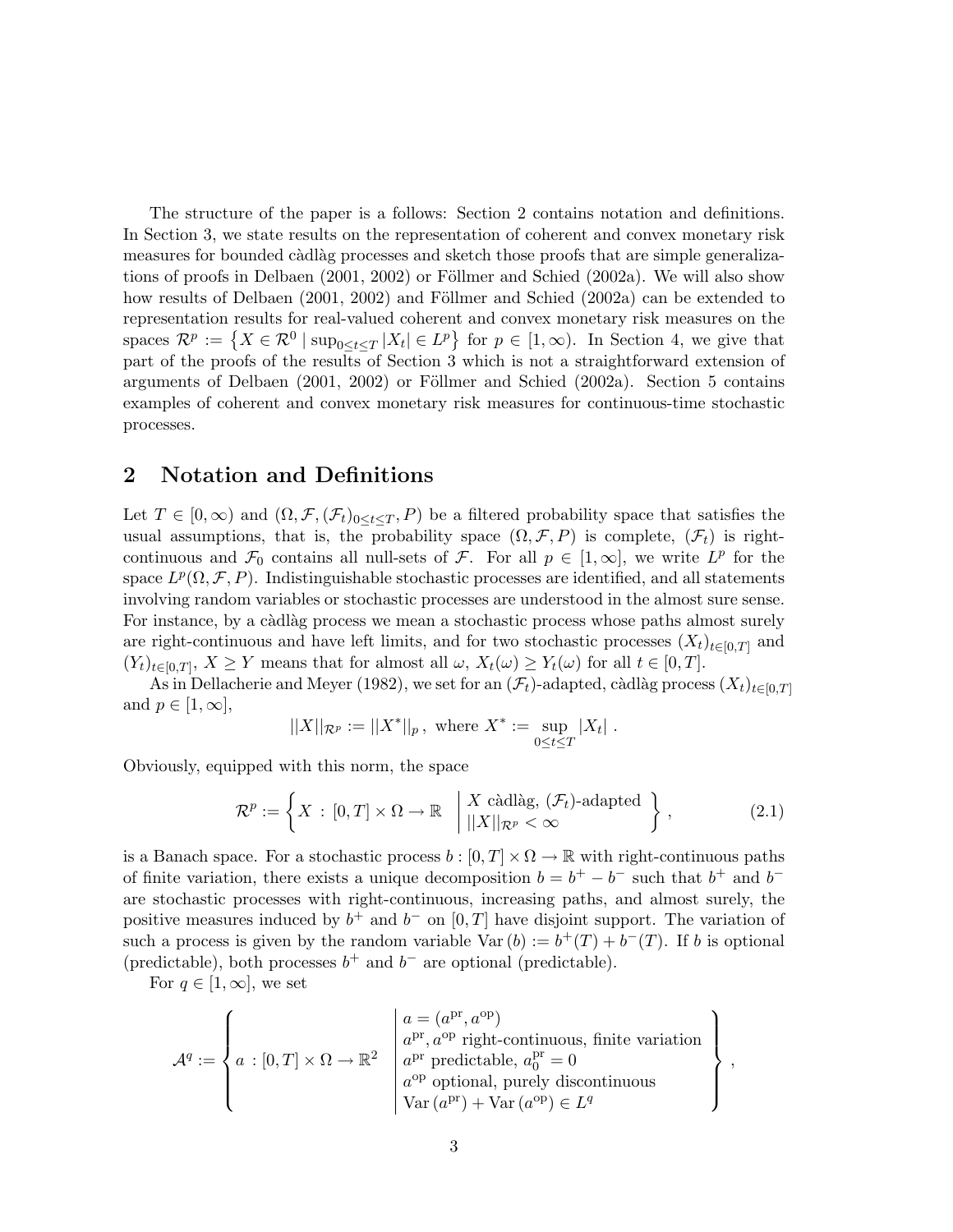The structure of the paper is a follows: Section 2 contains notation and definitions. In Section 3, we state results on the representation of coherent and convex monetary risk measures for bounded càdlàg processes and sketch those proofs that are simple generalizations of proofs in Delbaen (2001, 2002) or Föllmer and Schied (2002a). We will also show how results of Delbaen (2001, 2002) and Föllmer and Schied (2002a) can be extended to representation results for real-valued coherent and convex monetary risk measures on the spaces $\mathcal{R}^p := \left\{X \in \mathcal{R}^0 \mid \sup_{0 \leq t \leq T} |X_t| \in L^p\right\}$ for $p \in [1, \infty)$. In Section 4, we give that part of the proofs of the results of Section 3 which is not a straightforward extension of arguments of Delbaen (2001, 2002) or Föllmer and Schied (2002a). Section 5 contains examples of coherent and convex monetary risk measures for continuous-time stochastic processes.

## 2 Notation and Definitions

Let $T \in [0, \infty)$ and $(\Omega, \mathcal{F}, (\mathcal{F}_t)_{0 \leq t \leq T}, P)$ be a filtered probability space that satisfies the usual assumptions, that is, the probability space $(\Omega, \mathcal{F}, P)$ is complete, $(\mathcal{F}_t)$ is right-continuous and $\mathcal{F}_0$ contains all null-sets of $\mathcal{F}$. For all $p \in [1, \infty]$, we write $L^p$ for the space $L^p(\Omega, \mathcal{F}, P)$. Indistinguishable stochastic processes are identified, and all statements involving random variables or stochastic processes are understood in the almost sure sense. For instance, by a càdlàg process we mean a stochastic process whose paths almost surely are right-continuous and have left limits, and for two stochastic processes $(X_t)_{t \in [0,T]}$ and $(Y_t)_{t \in [0,T]}$, $X \geq Y$ means that for almost all $\omega$, $X_t(\omega) \geq Y_t(\omega)$ for all $t \in [0, T]$.

As in Dellacherie and Meyer (1982), we set for an $(\mathcal{F}_t)$-adapted, càdlàg process $(X_t)_{t \in [0,T]}$ and $p \in [1, \infty]$,

$$||X||_{\mathcal{R}^p} := ||X^*||_p \,, \text{ where } X^* := \sup_{0 \leq t \leq T} |X_t| \,.$$

Obviously, equipped with this norm, the space

$$\mathcal{R}^p := \left\{ X \,:\, [0,T] \times \Omega \to \mathbb{R} \;\middle|\; \begin{array}{l} X \text{ càdlàg, } (\mathcal{F}_t)\text{-adapted} \\ ||X||_{\mathcal{R}^p} < \infty \end{array} \right\} , \tag{2.1}$$

is a Banach space. For a stochastic process $b : [0,T] \times \Omega \to \mathbb{R}$ with right-continuous paths of finite variation, there exists a unique decomposition $b = b^+ - b^-$ such that $b^+$ and $b^-$ are stochastic processes with right-continuous, increasing paths, and almost surely, the positive measures induced by $b^+$ and $b^-$ on $[0, T]$ have disjoint support. The variation of such a process is given by the random variable $\mathrm{Var}\,(b) := b^+(T) + b^-(T)$. If $b$ is optional (predictable), both processes $b^+$ and $b^-$ are optional (predictable).

For $q \in [1, \infty]$, we set

$$\mathcal{A}^q := \left\{ a \,:\, [0,T] \times \Omega \to \mathbb{R}^2 \;\middle|\; \begin{array}{l} a = (a^{\mathrm{pr}}, a^{\mathrm{op}}) \\ a^{\mathrm{pr}}, a^{\mathrm{op}} \text{ right-continuous, finite variation} \\ a^{\mathrm{pr}} \text{ predictable, } a^{\mathrm{pr}}_0 = 0 \\ a^{\mathrm{op}} \text{ optional, purely discontinuous} \\ \mathrm{Var}\,(a^{\mathrm{pr}}) + \mathrm{Var}\,(a^{\mathrm{op}}) \in L^q \end{array} \right\} ,$$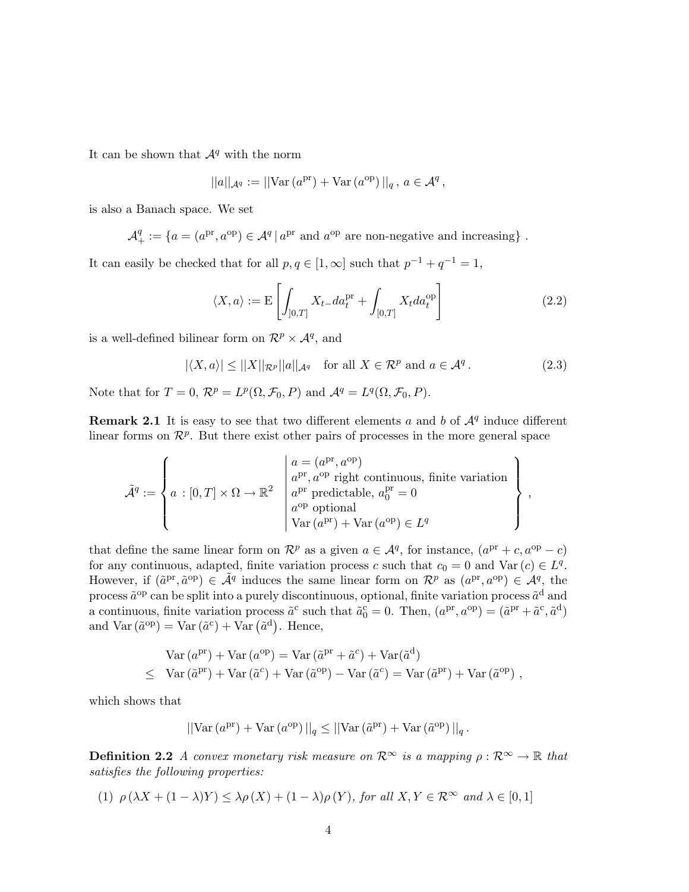It can be shown that $\mathcal{A}^q$ with the norm

$$||a||_{\mathcal{A}^q} := ||\mathrm{Var}\,(a^{\mathrm{pr}}) + \mathrm{Var}\,(a^{\mathrm{op}})\,||_q\,,\; a \in \mathcal{A}^q\,,$$

is also a Banach space. We set

$$\mathcal{A}^q_+ := \{a = (a^{\mathrm{pr}}, a^{\mathrm{op}}) \in \mathcal{A}^q \,|\, a^{\mathrm{pr}} \text{ and } a^{\mathrm{op}} \text{ are non-negative and increasing}\}\,.$$

It can easily be checked that for all $p, q \in [1, \infty]$ such that $p^{-1} + q^{-1} = 1$,

$$\langle X, a \rangle := \mathrm{E}\left[\int_{]0,T]} X_{t-} da^{\mathrm{pr}}_t + \int_{[0,T]} X_t da^{\mathrm{op}}_t\right] \tag{2.2}$$

is a well-defined bilinear form on $\mathcal{R}^p \times \mathcal{A}^q$, and

$$|\langle X, a \rangle| \leq ||X||_{\mathcal{R}^p} ||a||_{\mathcal{A}^q} \quad \text{for all } X \in \mathcal{R}^p \text{ and } a \in \mathcal{A}^q\,. \tag{2.3}$$

Note that for $T = 0$, $\mathcal{R}^p = L^p(\Omega, \mathcal{F}_0, P)$ and $\mathcal{A}^q = L^q(\Omega, \mathcal{F}_0, P)$.

**Remark 2.1** It is easy to see that two different elements $a$ and $b$ of $\mathcal{A}^q$ induce different linear forms on $\mathcal{R}^p$. But there exist other pairs of processes in the more general space

$$\tilde{\mathcal{A}}^q := \left\{ a : [0,T] \times \Omega \to \mathbb{R}^2 \;\middle|\; \begin{array}{l} a = (a^{\mathrm{pr}}, a^{\mathrm{op}}) \\ a^{\mathrm{pr}}, a^{\mathrm{op}} \text{ right continuous, finite variation} \\ a^{\mathrm{pr}} \text{ predictable, } a^{\mathrm{pr}}_0 = 0 \\ a^{\mathrm{op}} \text{ optional} \\ \mathrm{Var}\,(a^{\mathrm{pr}}) + \mathrm{Var}\,(a^{\mathrm{op}}) \in L^q \end{array} \right\}\,,$$

that define the same linear form on $\mathcal{R}^p$ as a given $a \in \mathcal{A}^q$, for instance, $(a^{\mathrm{pr}} + c, a^{\mathrm{op}} - c)$ for any continuous, adapted, finite variation process $c$ such that $c_0 = 0$ and $\mathrm{Var}\,(c) \in L^q$. However, if $(\tilde{a}^{\mathrm{pr}}, \tilde{a}^{\mathrm{op}}) \in \tilde{\mathcal{A}}^q$ induces the same linear form on $\mathcal{R}^p$ as $(a^{\mathrm{pr}}, a^{\mathrm{op}}) \in \mathcal{A}^q$, the process $\tilde{a}^{\mathrm{op}}$ can be split into a purely discontinuous, optional, finite variation process $\tilde{a}^{\mathrm{d}}$ and a continuous, finite variation process $\tilde{a}^{\mathrm{c}}$ such that $\tilde{a}^{\mathrm{c}}_0 = 0$. Then, $(a^{\mathrm{pr}}, a^{\mathrm{op}}) = (\tilde{a}^{\mathrm{pr}} + \tilde{a}^{\mathrm{c}}, \tilde{a}^{\mathrm{d}})$ and $\mathrm{Var}\,(\tilde{a}^{\mathrm{op}}) = \mathrm{Var}\,(\tilde{a}^{\mathrm{c}}) + \mathrm{Var}\,(\tilde{a}^{\mathrm{d}})$. Hence,

$$\begin{aligned} & \mathrm{Var}\,(a^{\mathrm{pr}}) + \mathrm{Var}\,(a^{\mathrm{op}}) = \mathrm{Var}\,(\tilde{a}^{\mathrm{pr}} + \tilde{a}^{c}) + \mathrm{Var}(\tilde{a}^{\mathrm{d}}) \\ \leq\;& \mathrm{Var}\,(\tilde{a}^{\mathrm{pr}}) + \mathrm{Var}\,(\tilde{a}^{c}) + \mathrm{Var}\,(\tilde{a}^{\mathrm{op}}) - \mathrm{Var}\,(\tilde{a}^{c}) = \mathrm{Var}\,(\tilde{a}^{\mathrm{pr}}) + \mathrm{Var}\,(\tilde{a}^{\mathrm{op}})\,, \end{aligned}$$

which shows that

$$||\mathrm{Var}\,(a^{\mathrm{pr}}) + \mathrm{Var}\,(a^{\mathrm{op}})\,||_q \leq ||\mathrm{Var}\,(\tilde{a}^{\mathrm{pr}}) + \mathrm{Var}\,(\tilde{a}^{\mathrm{op}})\,||_q\,.$$

**Definition 2.2** *A convex monetary risk measure on $\mathcal{R}^\infty$ is a mapping $\rho : \mathcal{R}^\infty \to \mathbb{R}$ that satisfies the following properties:*

(1) $\rho\,(\lambda X + (1-\lambda)Y) \leq \lambda\rho\,(X) + (1-\lambda)\rho\,(Y)$, *for all $X, Y \in \mathcal{R}^\infty$ and $\lambda \in [0,1]$*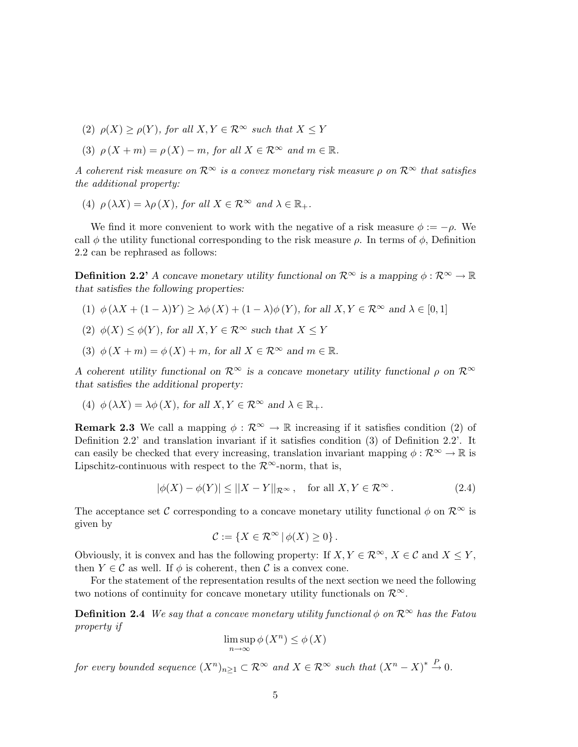(2) $\rho(X) \geq \rho(Y)$, *for all* $X, Y \in \mathcal{R}^\infty$ *such that* $X \leq Y$

(3) $\rho(X + m) = \rho(X) - m$, *for all* $X \in \mathcal{R}^\infty$ *and* $m \in \mathbb{R}$.

*A coherent risk measure on* $\mathcal{R}^\infty$ *is a convex monetary risk measure* $\rho$ *on* $\mathcal{R}^\infty$ *that satisfies the additional property:*

(4) $\rho(\lambda X) = \lambda \rho(X)$, *for all* $X \in \mathcal{R}^\infty$ *and* $\lambda \in \mathbb{R}_+$.

We find it more convenient to work with the negative of a risk measure $\phi := -\rho$. We call $\phi$ the utility functional corresponding to the risk measure $\rho$. In terms of $\phi$, Definition 2.2 can be rephrased as follows:

**Definition 2.2'** *A concave monetary utility functional on* $\mathcal{R}^\infty$ *is a mapping* $\phi : \mathcal{R}^\infty \to \mathbb{R}$ *that satisfies the following properties:*

(1) $\phi(\lambda X + (1-\lambda)Y) \geq \lambda \phi(X) + (1-\lambda)\phi(Y)$, *for all* $X, Y \in \mathcal{R}^\infty$ *and* $\lambda \in [0, 1]$

(2) $\phi(X) \leq \phi(Y)$, *for all* $X, Y \in \mathcal{R}^\infty$ *such that* $X \leq Y$

(3) $\phi(X + m) = \phi(X) + m$, *for all* $X \in \mathcal{R}^\infty$ *and* $m \in \mathbb{R}$.

*A coherent utility functional on* $\mathcal{R}^\infty$ *is a concave monetary utility functional* $\rho$ *on* $\mathcal{R}^\infty$ *that satisfies the additional property:*

(4) $\phi(\lambda X) = \lambda \phi(X)$, *for all* $X, Y \in \mathcal{R}^\infty$ *and* $\lambda \in \mathbb{R}_+$.

**Remark 2.3** We call a mapping $\phi : \mathcal{R}^\infty \to \mathbb{R}$ increasing if it satisfies condition (2) of Definition 2.2' and translation invariant if it satisfies condition (3) of Definition 2.2'. It can easily be checked that every increasing, translation invariant mapping $\phi : \mathcal{R}^\infty \to \mathbb{R}$ is Lipschitz-continuous with respect to the $\mathcal{R}^\infty$-norm, that is,

$$|\phi(X) - \phi(Y)| \leq ||X - Y||_{\mathcal{R}^\infty}, \quad \text{for all } X, Y \in \mathcal{R}^\infty. \tag{2.4}$$

The acceptance set $\mathcal{C}$ corresponding to a concave monetary utility functional $\phi$ on $\mathcal{R}^\infty$ is given by

$$\mathcal{C} := \{X \in \mathcal{R}^\infty \mid \phi(X) \geq 0\}.$$

Obviously, it is convex and has the following property: If $X, Y \in \mathcal{R}^\infty$, $X \in \mathcal{C}$ and $X \leq Y$, then $Y \in \mathcal{C}$ as well. If $\phi$ is coherent, then $\mathcal{C}$ is a convex cone.

For the statement of the representation results of the next section we need the following two notions of continuity for concave monetary utility functionals on $\mathcal{R}^\infty$.

**Definition 2.4** *We say that a concave monetary utility functional* $\phi$ *on* $\mathcal{R}^\infty$ *has the Fatou property if*

$$\limsup_{n \to \infty} \phi(X^n) \leq \phi(X)$$

*for every bounded sequence* $(X^n)_{n \geq 1} \subset \mathcal{R}^\infty$ *and* $X \in \mathcal{R}^\infty$ *such that* $(X^n - X)^* \xrightarrow{P} 0$.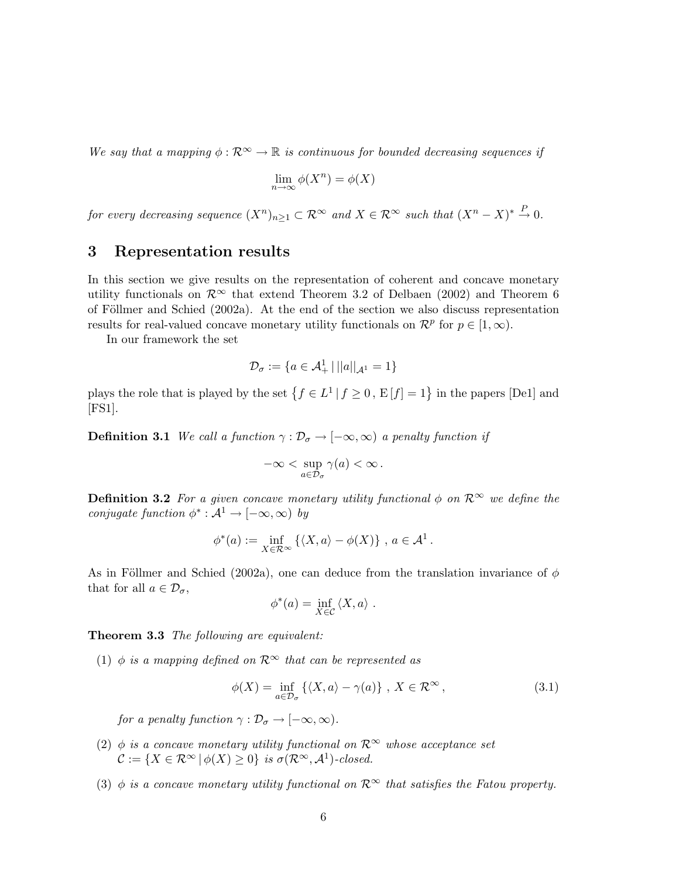*We say that a mapping $\phi : \mathcal{R}^\infty \to \mathbb{R}$ is continuous for bounded decreasing sequences if*

$$\lim_{n\to\infty} \phi(X^n) = \phi(X)$$

*for every decreasing sequence $(X^n)_{n\geq 1} \subset \mathcal{R}^\infty$ and $X \in \mathcal{R}^\infty$ such that $(X^n - X)^* \xrightarrow{P} 0$.*

# 3 Representation results

In this section we give results on the representation of coherent and concave monetary utility functionals on $\mathcal{R}^\infty$ that extend Theorem 3.2 of Delbaen (2002) and Theorem 6 of Föllmer and Schied (2002a). At the end of the section we also discuss representation results for real-valued concave monetary utility functionals on $\mathcal{R}^p$ for $p \in [1, \infty)$.

In our framework the set

$$\mathcal{D}_\sigma := \{a \in \mathcal{A}^1_+ \mid ||a||_{\mathcal{A}^1} = 1\}$$

plays the role that is played by the set $\left\{f \in L^1 \mid f \geq 0 \, , \, \mathrm{E}[f] = 1\right\}$ in the papers [De1] and [FS1].

**Definition 3.1** *We call a function $\gamma : \mathcal{D}_\sigma \to [-\infty, \infty)$ a penalty function if*

$$-\infty < \sup_{a \in \mathcal{D}_\sigma} \gamma(a) < \infty \, .$$

**Definition 3.2** *For a given concave monetary utility functional $\phi$ on $\mathcal{R}^\infty$ we define the conjugate function $\phi^* : \mathcal{A}^1 \to [-\infty, \infty)$ by*

$$\phi^*(a) := \inf_{X \in \mathcal{R}^\infty} \left\{ \langle X, a \rangle - \phi(X) \right\} \, , \, a \in \mathcal{A}^1 \, .$$

As in Föllmer and Schied (2002a), one can deduce from the translation invariance of $\phi$ that for all $a \in \mathcal{D}_\sigma$,

$$\phi^*(a) = \inf_{X \in \mathcal{C}} \langle X, a \rangle \, .$$

**Theorem 3.3** *The following are equivalent:*

(1) *$\phi$ is a mapping defined on $\mathcal{R}^\infty$ that can be represented as*

$$\phi(X) = \inf_{a \in \mathcal{D}_\sigma} \left\{ \langle X, a \rangle - \gamma(a) \right\} \, , \, X \in \mathcal{R}^\infty \, , \tag{3.1}$$

*for a penalty function $\gamma : \mathcal{D}_\sigma \to [-\infty, \infty)$.*

(2) *$\phi$ is a concave monetary utility functional on $\mathcal{R}^\infty$ whose acceptance set $\mathcal{C} := \{X \in \mathcal{R}^\infty \mid \phi(X) \geq 0\}$ is $\sigma(\mathcal{R}^\infty, \mathcal{A}^1)$-closed.*

(3) *$\phi$ is a concave monetary utility functional on $\mathcal{R}^\infty$ that satisfies the Fatou property.*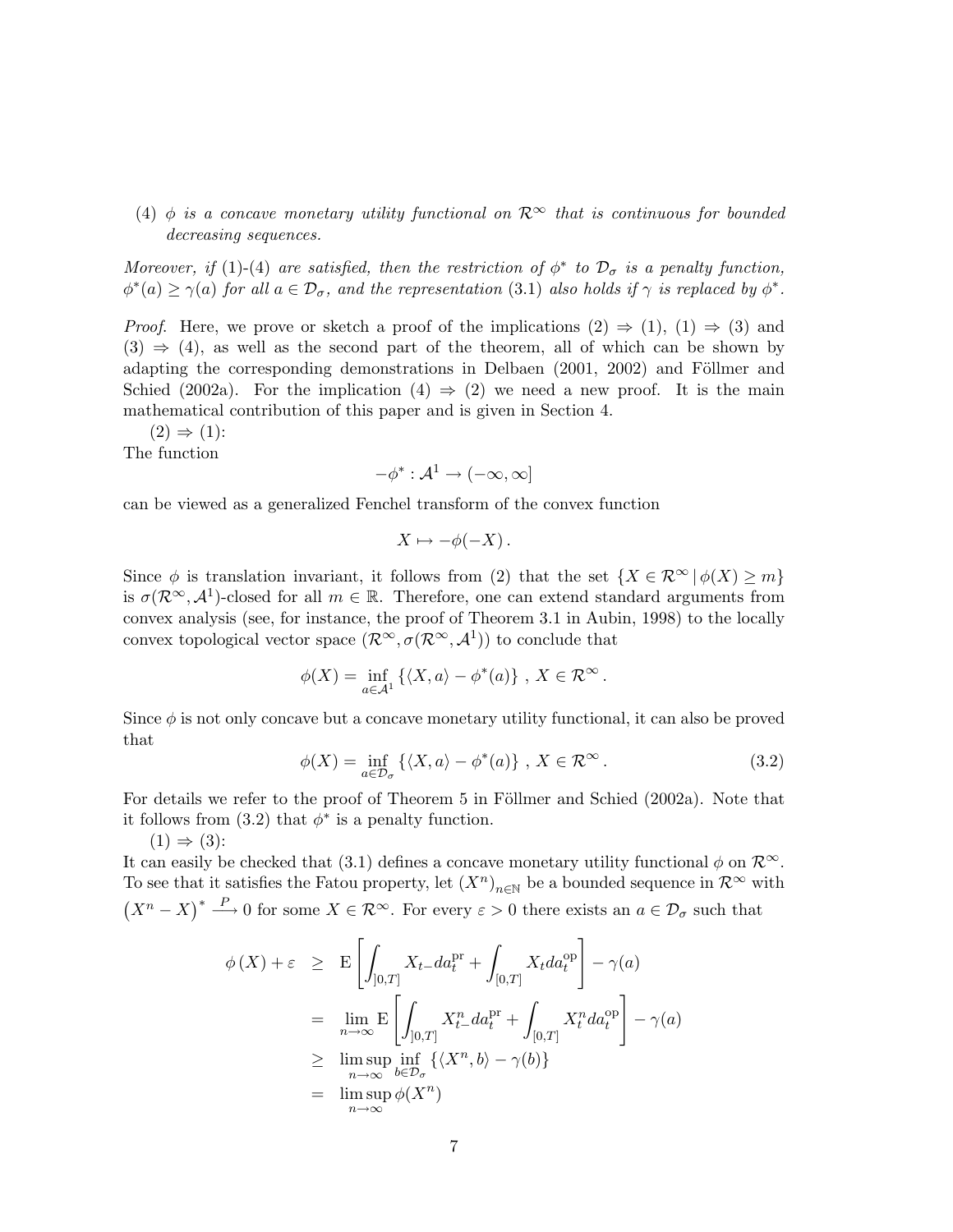(4) *$\phi$ is a concave monetary utility functional on $\mathcal{R}^\infty$ that is continuous for bounded decreasing sequences.*

*Moreover, if (1)-(4) are satisfied, then the restriction of $\phi^*$ to $\mathcal{D}_\sigma$ is a penalty function, $\phi^*(a) \geq \gamma(a)$ for all $a \in \mathcal{D}_\sigma$, and the representation (3.1) also holds if $\gamma$ is replaced by $\phi^*$.*

*Proof.* Here, we prove or sketch a proof of the implications (2) $\Rightarrow$ (1), (1) $\Rightarrow$ (3) and (3) $\Rightarrow$ (4), as well as the second part of the theorem, all of which can be shown by adapting the corresponding demonstrations in Delbaen (2001, 2002) and Föllmer and Schied (2002a). For the implication (4) $\Rightarrow$ (2) we need a new proof. It is the main mathematical contribution of this paper and is given in Section 4.

(2) $\Rightarrow$ (1):
The function

$$-\phi^* : \mathcal{A}^1 \to (-\infty, \infty]$$

can be viewed as a generalized Fenchel transform of the convex function

$$X \mapsto -\phi(-X) .$$

Since $\phi$ is translation invariant, it follows from (2) that the set $\{X \in \mathcal{R}^\infty \mid \phi(X) \geq m\}$ is $\sigma(\mathcal{R}^\infty, \mathcal{A}^1)$-closed for all $m \in \mathbb{R}$. Therefore, one can extend standard arguments from convex analysis (see, for instance, the proof of Theorem 3.1 in Aubin, 1998) to the locally convex topological vector space $(\mathcal{R}^\infty, \sigma(\mathcal{R}^\infty, \mathcal{A}^1))$ to conclude that

$$\phi(X) = \inf_{a \in \mathcal{A}^1} \left\{ \langle X, a \rangle - \phi^*(a) \right\} , \; X \in \mathcal{R}^\infty .$$

Since $\phi$ is not only concave but a concave monetary utility functional, it can also be proved that

$$\phi(X) = \inf_{a \in \mathcal{D}_\sigma} \left\{ \langle X, a \rangle - \phi^*(a) \right\} , \; X \in \mathcal{R}^\infty . \tag{3.2}$$

For details we refer to the proof of Theorem 5 in Föllmer and Schied (2002a). Note that it follows from (3.2) that $\phi^*$ is a penalty function.

(1) $\Rightarrow$ (3):
It can easily be checked that (3.1) defines a concave monetary utility functional $\phi$ on $\mathcal{R}^\infty$. To see that it satisfies the Fatou property, let $(X^n)_{n \in \mathbb{N}}$ be a bounded sequence in $\mathcal{R}^\infty$ with $\left(X^n - X\right)^* \xrightarrow{P} 0$ for some $X \in \mathcal{R}^\infty$. For every $\varepsilon > 0$ there exists an $a \in \mathcal{D}_\sigma$ such that

$$\begin{aligned}
\phi\left(X\right) + \varepsilon &\geq \mathrm{E}\left[ \int_{]0,T]} X_{t-} da^{\mathrm{pr}}_t + \int_{[0,T]} X_t da^{\mathrm{op}}_t \right] - \gamma(a) \\
&= \lim_{n \to \infty} \mathrm{E}\left[ \int_{]0,T]} X^n_{t-} da^{\mathrm{pr}}_t + \int_{[0,T]} X^n_t da^{\mathrm{op}}_t \right] - \gamma(a) \\
&\geq \limsup_{n \to \infty} \inf_{b \in \mathcal{D}_\sigma} \left\{ \langle X^n, b \rangle - \gamma(b) \right\} \\
&= \limsup_{n \to \infty} \phi(X^n)
\end{aligned}$$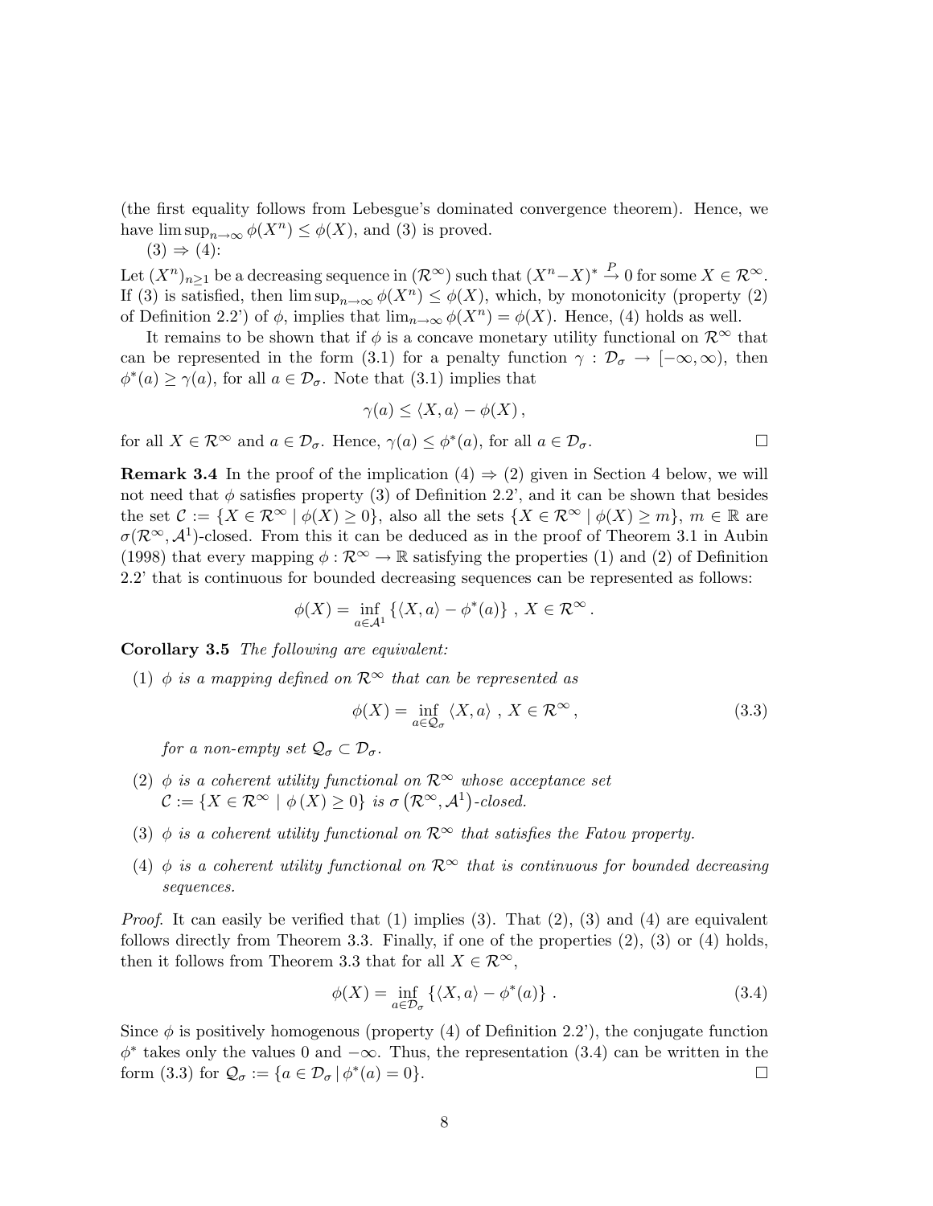(the first equality follows from Lebesgue's dominated convergence theorem). Hence, we have $\limsup_{n\to\infty} \phi(X^n) \leq \phi(X)$, and (3) is proved.

(3) $\Rightarrow$ (4):

Let $(X^n)_{n\geq 1}$ be a decreasing sequence in $(\mathcal{R}^\infty)$ such that $(X^n - X)^* \overset{P}{\to} 0$ for some $X \in \mathcal{R}^\infty$. If (3) is satisfied, then $\limsup_{n\to\infty} \phi(X^n) \leq \phi(X)$, which, by monotonicity (property (2) of Definition 2.2') of $\phi$, implies that $\lim_{n\to\infty} \phi(X^n) = \phi(X)$. Hence, (4) holds as well.

It remains to be shown that if $\phi$ is a concave monetary utility functional on $\mathcal{R}^\infty$ that can be represented in the form (3.1) for a penalty function $\gamma : \mathcal{D}_\sigma \to [-\infty, \infty)$, then $\phi^*(a) \geq \gamma(a)$, for all $a \in \mathcal{D}_\sigma$. Note that (3.1) implies that

$$\gamma(a) \leq \langle X, a \rangle - \phi(X)\,,$$

for all $X \in \mathcal{R}^\infty$ and $a \in \mathcal{D}_\sigma$. Hence, $\gamma(a) \leq \phi^*(a)$, for all $a \in \mathcal{D}_\sigma$. □

**Remark 3.4** In the proof of the implication (4) $\Rightarrow$ (2) given in Section 4 below, we will not need that $\phi$ satisfies property (3) of Definition 2.2', and it can be shown that besides the set $\mathcal{C} := \{X \in \mathcal{R}^\infty \mid \phi(X) \geq 0\}$, also all the sets $\{X \in \mathcal{R}^\infty \mid \phi(X) \geq m\}$, $m \in \mathbb{R}$ are $\sigma(\mathcal{R}^\infty, \mathcal{A}^1)$-closed. From this it can be deduced as in the proof of Theorem 3.1 in Aubin (1998) that every mapping $\phi : \mathcal{R}^\infty \to \mathbb{R}$ satisfying the properties (1) and (2) of Definition 2.2' that is continuous for bounded decreasing sequences can be represented as follows:

$$\phi(X) = \inf_{a\in\mathcal{A}^1} \left\{\langle X, a \rangle - \phi^*(a)\right\}\,,\; X \in \mathcal{R}^\infty\,.$$

**Corollary 3.5** *The following are equivalent:*

(1) *$\phi$ is a mapping defined on $\mathcal{R}^\infty$ that can be represented as*

$$\phi(X) = \inf_{a\in\mathcal{Q}_\sigma} \langle X, a \rangle\,,\; X \in \mathcal{R}^\infty\,, \tag{3.3}$$

*for a non-empty set $\mathcal{Q}_\sigma \subset \mathcal{D}_\sigma$.*

(2) *$\phi$ is a coherent utility functional on $\mathcal{R}^\infty$ whose acceptance set $\mathcal{C} := \{X \in \mathcal{R}^\infty \mid \phi(X) \geq 0\}$ is $\sigma\left(\mathcal{R}^\infty, \mathcal{A}^1\right)$-closed.*

(3) *$\phi$ is a coherent utility functional on $\mathcal{R}^\infty$ that satisfies the Fatou property.*

(4) *$\phi$ is a coherent utility functional on $\mathcal{R}^\infty$ that is continuous for bounded decreasing sequences.*

*Proof.* It can easily be verified that (1) implies (3). That (2), (3) and (4) are equivalent follows directly from Theorem 3.3. Finally, if one of the properties (2), (3) or (4) holds, then it follows from Theorem 3.3 that for all $X \in \mathcal{R}^\infty$,

$$\phi(X) = \inf_{a\in\mathcal{D}_\sigma} \left\{\langle X, a \rangle - \phi^*(a)\right\}\,. \tag{3.4}$$

Since $\phi$ is positively homogenous (property (4) of Definition 2.2'), the conjugate function $\phi^*$ takes only the values 0 and $-\infty$. Thus, the representation (3.4) can be written in the form (3.3) for $\mathcal{Q}_\sigma := \{a \in \mathcal{D}_\sigma \mid \phi^*(a) = 0\}$. □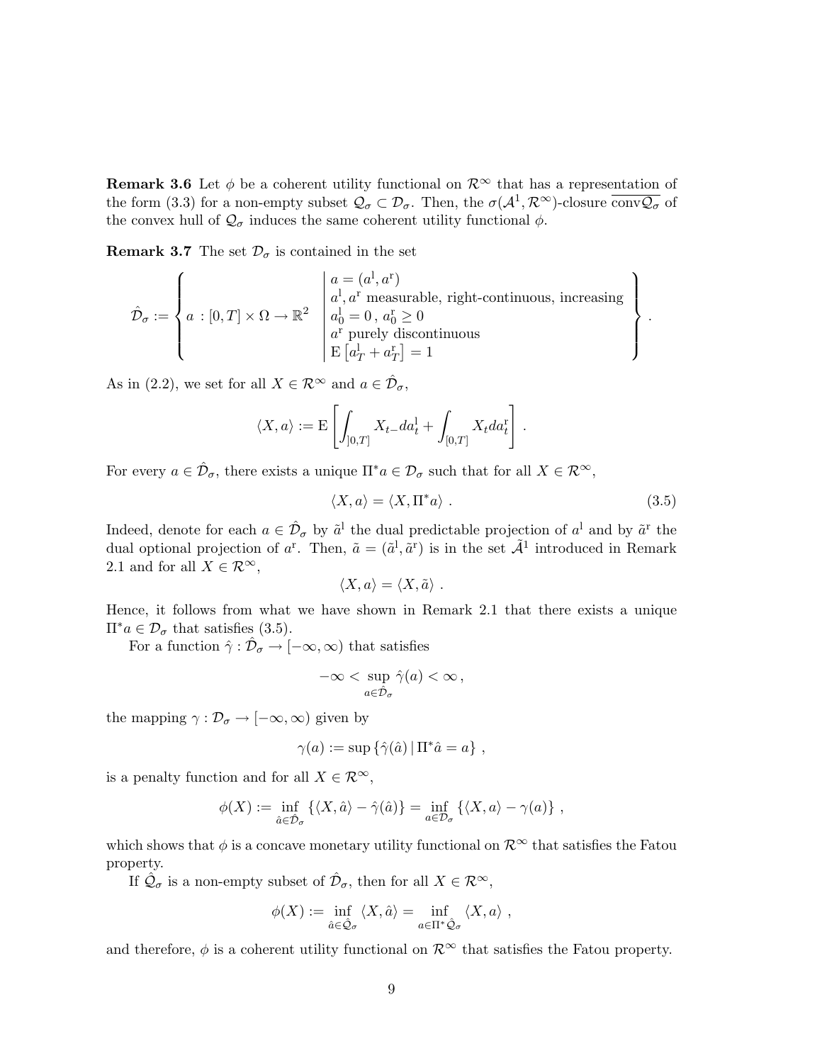**Remark 3.6** Let $\phi$ be a coherent utility functional on $\mathcal{R}^\infty$ that has a representation of the form (3.3) for a non-empty subset $\mathcal{Q}_\sigma \subset \mathcal{D}_\sigma$. Then, the $\sigma(\mathcal{A}^1, \mathcal{R}^\infty)$-closure $\overline{\text{conv}\mathcal{Q}_\sigma}$ of the convex hull of $\mathcal{Q}_\sigma$ induces the same coherent utility functional $\phi$.

**Remark 3.7** The set $\mathcal{D}_\sigma$ is contained in the set

$$
\hat{\mathcal{D}}_\sigma := \left\{ a \,:\, [0,T] \times \Omega \to \mathbb{R}^2 \;\middle|\; \begin{array}{l} a = (a^{\mathrm{l}}, a^{\mathrm{r}}) \\ a^{\mathrm{l}}, a^{\mathrm{r}} \text{ measurable, right-continuous, increasing} \\ a^{\mathrm{l}}_0 = 0\,,\; a^{\mathrm{r}}_0 \geq 0 \\ a^{\mathrm{r}} \text{ purely discontinuous} \\ \mathrm{E}\left[a^{\mathrm{l}}_T + a^{\mathrm{r}}_T\right] = 1 \end{array} \right\}.
$$

As in (2.2), we set for all $X \in \mathcal{R}^\infty$ and $a \in \hat{\mathcal{D}}_\sigma$,

$$
\langle X, a \rangle := \mathrm{E}\left[ \int_{]0,T]} X_{t-} da^{\mathrm{l}}_t + \int_{[0,T]} X_t da^{\mathrm{r}}_t \right].
$$

For every $a \in \hat{\mathcal{D}}_\sigma$, there exists a unique $\Pi^* a \in \mathcal{D}_\sigma$ such that for all $X \in \mathcal{R}^\infty$,

$$
\langle X, a \rangle = \langle X, \Pi^* a \rangle \,. \tag{3.5}
$$

Indeed, denote for each $a \in \hat{\mathcal{D}}_\sigma$ by $\tilde{a}^{\mathrm{l}}$ the dual predictable projection of $a^{\mathrm{l}}$ and by $\tilde{a}^{\mathrm{r}}$ the dual optional projection of $a^{\mathrm{r}}$. Then, $\tilde{a} = (\tilde{a}^{\mathrm{l}}, \tilde{a}^{\mathrm{r}})$ is in the set $\tilde{\mathcal{A}}^1$ introduced in Remark 2.1 and for all $X \in \mathcal{R}^\infty$,

$$
\langle X, a \rangle = \langle X, \tilde{a} \rangle \,.
$$

Hence, it follows from what we have shown in Remark 2.1 that there exists a unique $\Pi^* a \in \mathcal{D}_\sigma$ that satisfies (3.5).

For a function $\hat{\gamma} : \hat{\mathcal{D}}_\sigma \to [-\infty, \infty)$ that satisfies

$$
-\infty < \sup_{a \in \hat{\mathcal{D}}_\sigma} \hat{\gamma}(a) < \infty \,,
$$

the mapping $\gamma : \mathcal{D}_\sigma \to [-\infty, \infty)$ given by

$$
\gamma(a) := \sup \left\{ \hat{\gamma}(\hat{a}) \,|\, \Pi^* \hat{a} = a \right\} \,,
$$

is a penalty function and for all $X \in \mathcal{R}^\infty$,

$$
\phi(X) := \inf_{\hat{a} \in \hat{\mathcal{D}}_\sigma} \left\{ \langle X, \hat{a} \rangle - \hat{\gamma}(\hat{a}) \right\} = \inf_{a \in \mathcal{D}_\sigma} \left\{ \langle X, a \rangle - \gamma(a) \right\} \,,
$$

which shows that $\phi$ is a concave monetary utility functional on $\mathcal{R}^\infty$ that satisfies the Fatou property.

If $\hat{\mathcal{Q}}_\sigma$ is a non-empty subset of $\hat{\mathcal{D}}_\sigma$, then for all $X \in \mathcal{R}^\infty$,

$$
\phi(X) := \inf_{\hat{a} \in \hat{\mathcal{Q}}_\sigma} \langle X, \hat{a} \rangle = \inf_{a \in \Pi^* \hat{\mathcal{Q}}_\sigma} \langle X, a \rangle \,,
$$

and therefore, $\phi$ is a coherent utility functional on $\mathcal{R}^\infty$ that satisfies the Fatou property.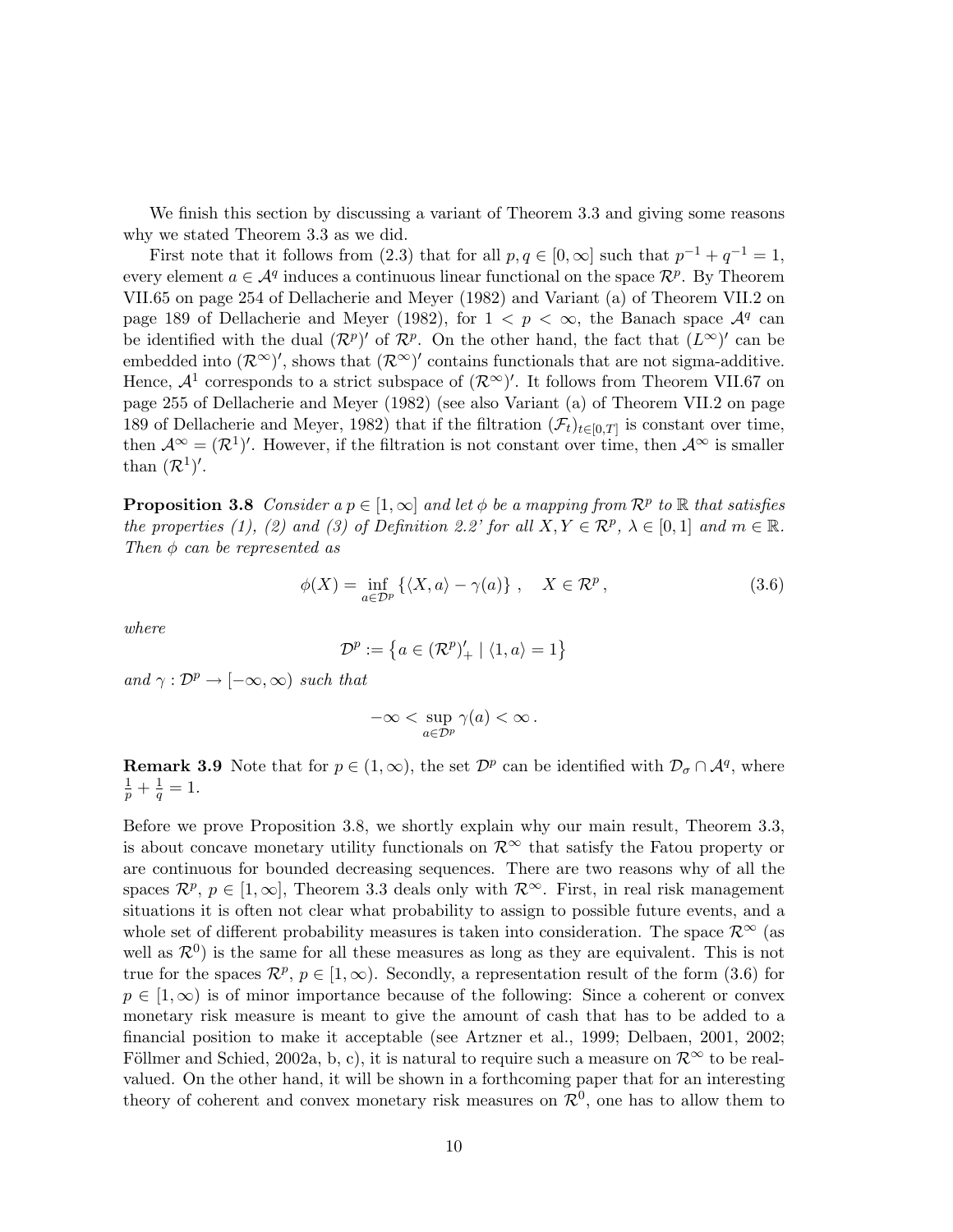We finish this section by discussing a variant of Theorem 3.3 and giving some reasons why we stated Theorem 3.3 as we did.

First note that it follows from (2.3) that for all $p, q \in [0, \infty]$ such that $p^{-1} + q^{-1} = 1$, every element $a \in \mathcal{A}^q$ induces a continuous linear functional on the space $\mathcal{R}^p$. By Theorem VII.65 on page 254 of Dellacherie and Meyer (1982) and Variant (a) of Theorem VII.2 on page 189 of Dellacherie and Meyer (1982), for $1 < p < \infty$, the Banach space $\mathcal{A}^q$ can be identified with the dual $(\mathcal{R}^p)'$ of $\mathcal{R}^p$. On the other hand, the fact that $(L^\infty)'$ can be embedded into $(\mathcal{R}^\infty)'$, shows that $(\mathcal{R}^\infty)'$ contains functionals that are not sigma-additive. Hence, $\mathcal{A}^1$ corresponds to a strict subspace of $(\mathcal{R}^\infty)'$. It follows from Theorem VII.67 on page 255 of Dellacherie and Meyer (1982) (see also Variant (a) of Theorem VII.2 on page 189 of Dellacherie and Meyer, 1982) that if the filtration $(\mathcal{F}_t)_{t \in [0,T]}$ is constant over time, then $\mathcal{A}^\infty = (\mathcal{R}^1)'$. However, if the filtration is not constant over time, then $\mathcal{A}^\infty$ is smaller than $(\mathcal{R}^1)'$.

**Proposition 3.8** *Consider a $p \in [1, \infty]$ and let $\phi$ be a mapping from $\mathcal{R}^p$ to $\mathbb{R}$ that satisfies the properties (1), (2) and (3) of Definition 2.2' for all $X, Y \in \mathcal{R}^p$, $\lambda \in [0,1]$ and $m \in \mathbb{R}$. Then $\phi$ can be represented as*

$$\phi(X) = \inf_{a \in \mathcal{D}^p} \left\{ \langle X, a \rangle - \gamma(a) \right\}, \quad X \in \mathcal{R}^p, \tag{3.6}$$

*where*

$$\mathcal{D}^p := \left\{ a \in (\mathcal{R}^p)'_+ \mid \langle 1, a \rangle = 1 \right\}$$

*and $\gamma : \mathcal{D}^p \to [-\infty, \infty)$ such that*

$$-\infty < \sup_{a \in \mathcal{D}^p} \gamma(a) < \infty .$$

**Remark 3.9** Note that for $p \in (1, \infty)$, the set $\mathcal{D}^p$ can be identified with $\mathcal{D}_\sigma \cap \mathcal{A}^q$, where $\frac{1}{p} + \frac{1}{q} = 1$.

Before we prove Proposition 3.8, we shortly explain why our main result, Theorem 3.3, is about concave monetary utility functionals on $\mathcal{R}^\infty$ that satisfy the Fatou property or are continuous for bounded decreasing sequences. There are two reasons why of all the spaces $\mathcal{R}^p$, $p \in [1, \infty]$, Theorem 3.3 deals only with $\mathcal{R}^\infty$. First, in real risk management situations it is often not clear what probability to assign to possible future events, and a whole set of different probability measures is taken into consideration. The space $\mathcal{R}^\infty$ (as well as $\mathcal{R}^0$) is the same for all these measures as long as they are equivalent. This is not true for the spaces $\mathcal{R}^p$, $p \in [1, \infty)$. Secondly, a representation result of the form (3.6) for $p \in [1, \infty)$ is of minor importance because of the following: Since a coherent or convex monetary risk measure is meant to give the amount of cash that has to be added to a financial position to make it acceptable (see Artzner et al., 1999; Delbaen, 2001, 2002; Föllmer and Schied, 2002a, b, c), it is natural to require such a measure on $\mathcal{R}^\infty$ to be real-valued. On the other hand, it will be shown in a forthcoming paper that for an interesting theory of coherent and convex monetary risk measures on $\mathcal{R}^0$, one has to allow them to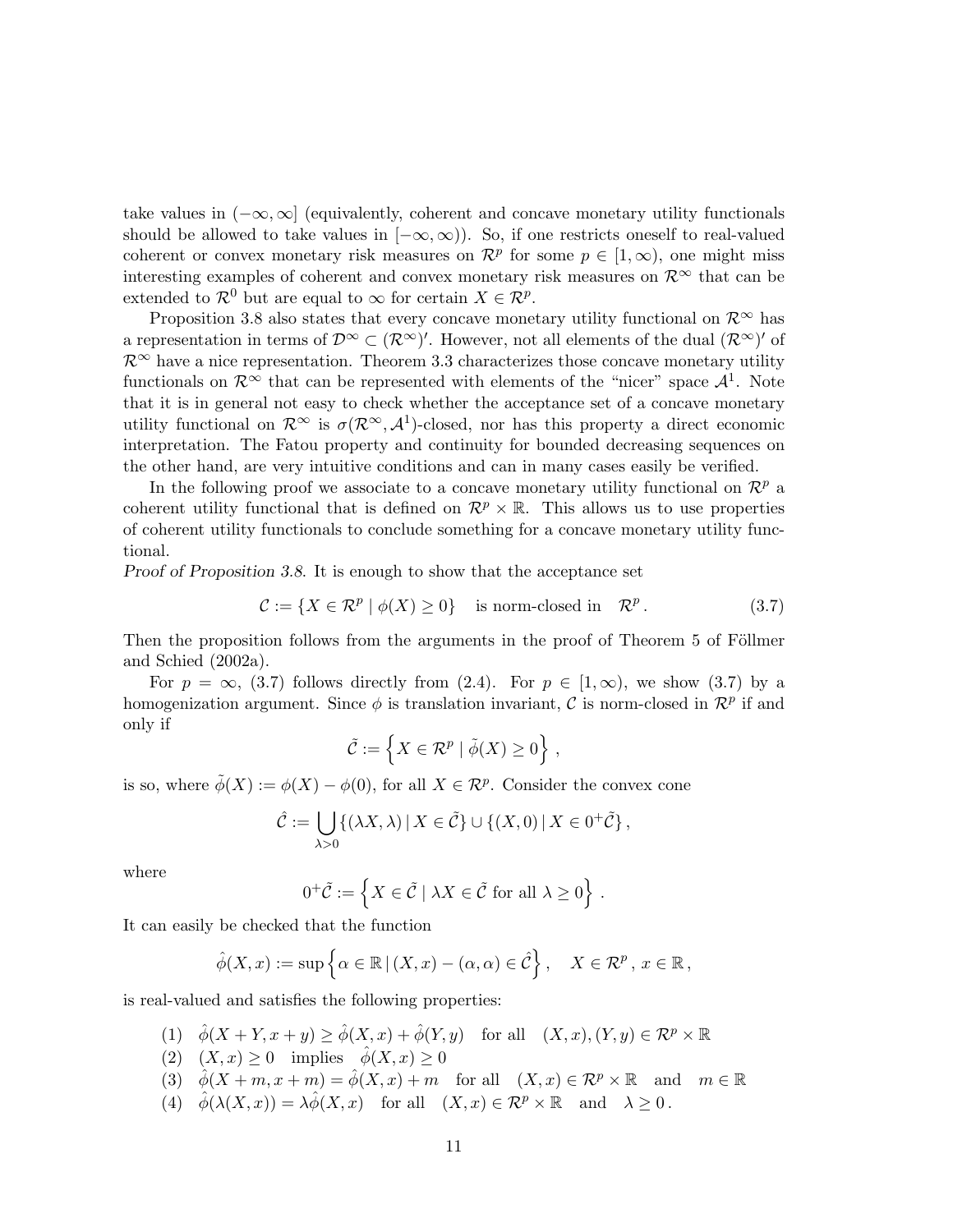take values in $(-\infty, \infty]$ (equivalently, coherent and concave monetary utility functionals should be allowed to take values in $[-\infty, \infty)$). So, if one restricts oneself to real-valued coherent or convex monetary risk measures on $\mathcal{R}^p$ for some $p \in [1, \infty)$, one might miss interesting examples of coherent and convex monetary risk measures on $\mathcal{R}^\infty$ that can be extended to $\mathcal{R}^0$ but are equal to $\infty$ for certain $X \in \mathcal{R}^p$.

Proposition 3.8 also states that every concave monetary utility functional on $\mathcal{R}^\infty$ has a representation in terms of $\mathcal{D}^\infty \subset (\mathcal{R}^\infty)'$. However, not all elements of the dual $(\mathcal{R}^\infty)'$ of $\mathcal{R}^\infty$ have a nice representation. Theorem 3.3 characterizes those concave monetary utility functionals on $\mathcal{R}^\infty$ that can be represented with elements of the "nicer" space $\mathcal{A}^1$. Note that it is in general not easy to check whether the acceptance set of a concave monetary utility functional on $\mathcal{R}^\infty$ is $\sigma(\mathcal{R}^\infty, \mathcal{A}^1)$-closed, nor has this property a direct economic interpretation. The Fatou property and continuity for bounded decreasing sequences on the other hand, are very intuitive conditions and can in many cases easily be verified.

In the following proof we associate to a concave monetary utility functional on $\mathcal{R}^p$ a coherent utility functional that is defined on $\mathcal{R}^p \times \mathbb{R}$. This allows us to use properties of coherent utility functionals to conclude something for a concave monetary utility functional.

*Proof of Proposition 3.8.* It is enough to show that the acceptance set

$$\mathcal{C} := \{X \in \mathcal{R}^p \mid \phi(X) \geq 0\} \quad \text{is norm-closed in} \quad \mathcal{R}^p . \tag{3.7}$$

Then the proposition follows from the arguments in the proof of Theorem 5 of Föllmer and Schied (2002a).

For $p = \infty$, (3.7) follows directly from (2.4). For $p \in [1, \infty)$, we show (3.7) by a homogenization argument. Since $\phi$ is translation invariant, $\mathcal{C}$ is norm-closed in $\mathcal{R}^p$ if and only if

$$\tilde{\mathcal{C}} := \left\{ X \in \mathcal{R}^p \mid \tilde{\phi}(X) \geq 0 \right\} ,$$

is so, where $\tilde{\phi}(X) := \phi(X) - \phi(0)$, for all $X \in \mathcal{R}^p$. Consider the convex cone

$$\hat{\mathcal{C}} := \bigcup_{\lambda > 0} \{(\lambda X, \lambda) \mid X \in \tilde{\mathcal{C}}\} \cup \{(X, 0) \mid X \in 0^+\tilde{\mathcal{C}}\} ,$$

where

$$0^+\tilde{\mathcal{C}} := \left\{ X \in \tilde{\mathcal{C}} \mid \lambda X \in \tilde{\mathcal{C}} \text{ for all } \lambda \geq 0 \right\} .$$

It can easily be checked that the function

$$\hat{\phi}(X, x) := \sup \left\{ \alpha \in \mathbb{R} \mid (X, x) - (\alpha, \alpha) \in \hat{\mathcal{C}} \right\} , \quad X \in \mathcal{R}^p \, , \, x \in \mathbb{R} \, ,$$

is real-valued and satisfies the following properties:

(1) $\hat{\phi}(X + Y, x + y) \geq \hat{\phi}(X, x) + \hat{\phi}(Y, y)$ for all $(X, x), (Y, y) \in \mathcal{R}^p \times \mathbb{R}$

(2) $(X, x) \geq 0$ implies $\hat{\phi}(X, x) \geq 0$

(3) $\hat{\phi}(X + m, x + m) = \hat{\phi}(X, x) + m$ for all $(X, x) \in \mathcal{R}^p \times \mathbb{R}$ and $m \in \mathbb{R}$

(4) $\hat{\phi}(\lambda(X, x)) = \lambda \hat{\phi}(X, x)$ for all $(X, x) \in \mathcal{R}^p \times \mathbb{R}$ and $\lambda \geq 0$.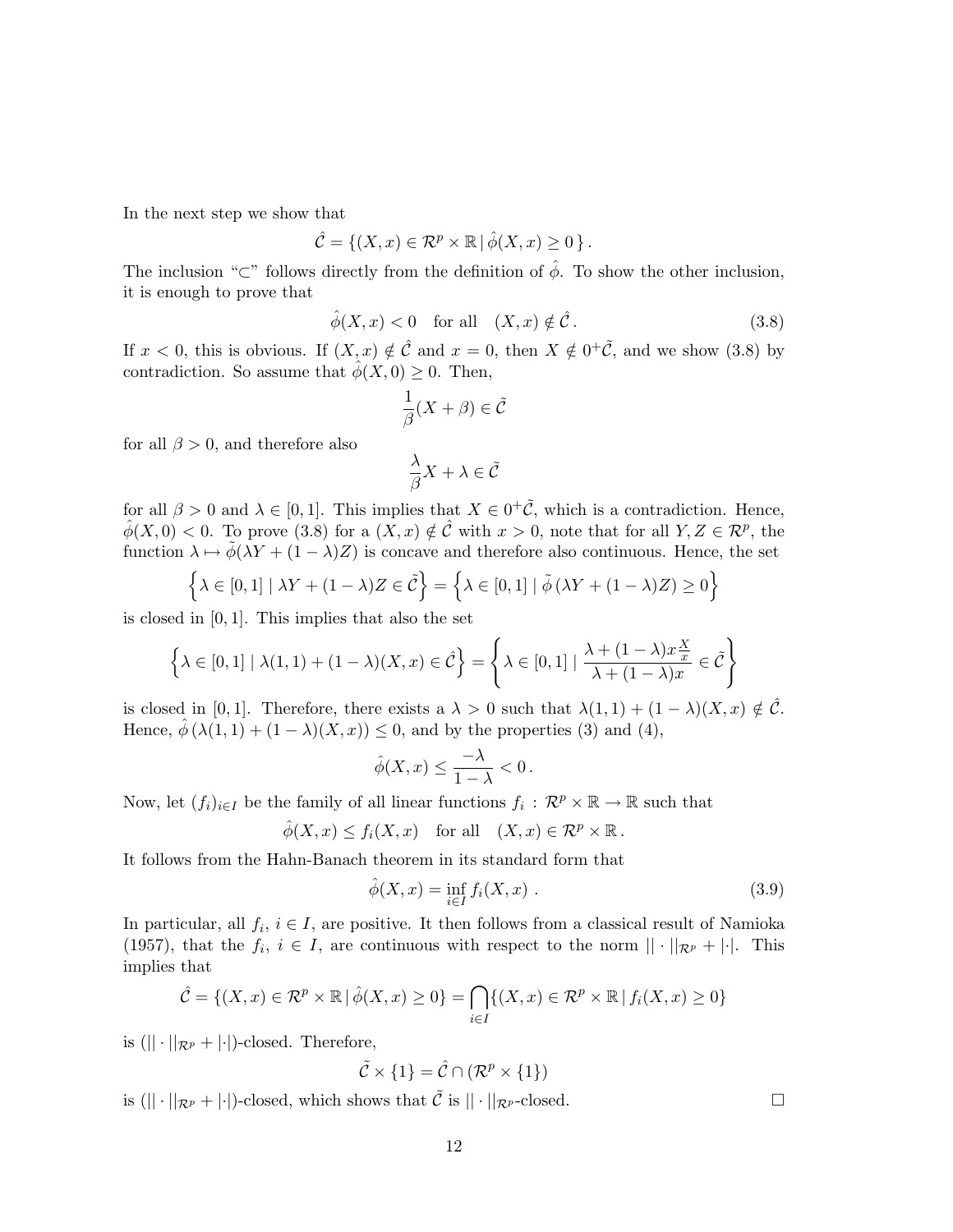In the next step we show that

$$\hat{\mathcal{C}} = \{(X,x) \in \mathcal{R}^p \times \mathbb{R} \,|\, \hat{\phi}(X,x) \geq 0\,\}\,.$$

The inclusion "$\subset$" follows directly from the definition of $\hat{\phi}$. To show the other inclusion, it is enough to prove that

$$\hat{\phi}(X,x) < 0 \quad \text{for all} \quad (X,x) \notin \hat{\mathcal{C}}\,. \tag{3.8}$$

If $x < 0$, this is obvious. If $(X,x) \notin \hat{\mathcal{C}}$ and $x = 0$, then $X \notin 0^+\tilde{\mathcal{C}}$, and we show (3.8) by contradiction. So assume that $\hat{\phi}(X,0) \geq 0$. Then,

$$\frac{1}{\beta}(X + \beta) \in \tilde{\mathcal{C}}$$

for all $\beta > 0$, and therefore also

$$\frac{\lambda}{\beta} X + \lambda \in \tilde{\mathcal{C}}$$

for all $\beta > 0$ and $\lambda \in [0,1]$. This implies that $X \in 0^+\tilde{\mathcal{C}}$, which is a contradiction. Hence, $\hat{\phi}(X,0) < 0$. To prove (3.8) for a $(X,x) \notin \hat{\mathcal{C}}$ with $x > 0$, note that for all $Y, Z \in \mathcal{R}^p$, the function $\lambda \mapsto \tilde{\phi}(\lambda Y + (1-\lambda)Z)$ is concave and therefore also continuous. Hence, the set

$$\left\{\lambda \in [0,1] \mid \lambda Y + (1-\lambda)Z \in \tilde{\mathcal{C}}\right\} = \left\{\lambda \in [0,1] \mid \tilde{\phi}\left(\lambda Y + (1-\lambda)Z\right) \geq 0\right\}$$

is closed in $[0,1]$. This implies that also the set

$$\left\{\lambda \in [0,1] \mid \lambda(1,1) + (1-\lambda)(X,x) \in \hat{\mathcal{C}}\right\} = \left\{\lambda \in [0,1] \mid \frac{\lambda + (1-\lambda)x\frac{X}{x}}{\lambda + (1-\lambda)x} \in \tilde{\mathcal{C}}\right\}$$

is closed in $[0,1]$. Therefore, there exists a $\lambda > 0$ such that $\lambda(1,1) + (1-\lambda)(X,x) \notin \hat{\mathcal{C}}$. Hence, $\hat{\phi}\left(\lambda(1,1) + (1-\lambda)(X,x)\right) \leq 0$, and by the properties (3) and (4),

$$\hat{\phi}(X,x) \leq \frac{-\lambda}{1-\lambda} < 0\,.$$

Now, let $(f_i)_{i \in I}$ be the family of all linear functions $f_i : \mathcal{R}^p \times \mathbb{R} \to \mathbb{R}$ such that

$$\hat{\phi}(X,x) \leq f_i(X,x) \quad \text{for all} \quad (X,x) \in \mathcal{R}^p \times \mathbb{R}\,.$$

It follows from the Hahn-Banach theorem in its standard form that

$$\hat{\phi}(X,x) = \inf_{i \in I} f_i(X,x)\;. \tag{3.9}$$

In particular, all $f_i$, $i \in I$, are positive. It then follows from a classical result of Namioka (1957), that the $f_i$, $i \in I$, are continuous with respect to the norm $||\cdot||_{\mathcal{R}^p} + |\cdot|$. This implies that

$$\hat{\mathcal{C}} = \{(X,x) \in \mathcal{R}^p \times \mathbb{R} \,|\, \hat{\phi}(X,x) \geq 0\} = \bigcap_{i \in I} \{(X,x) \in \mathcal{R}^p \times \mathbb{R} \,|\, f_i(X,x) \geq 0\}$$

is $(||\cdot||_{\mathcal{R}^p} + |\cdot|)$-closed. Therefore,

$$\tilde{\mathcal{C}} \times \{1\} = \hat{\mathcal{C}} \cap (\mathcal{R}^p \times \{1\})$$

is $(||\cdot||_{\mathcal{R}^p} + |\cdot|)$-closed, which shows that $\tilde{\mathcal{C}}$ is $||\cdot||_{\mathcal{R}^p}$-closed. $\square$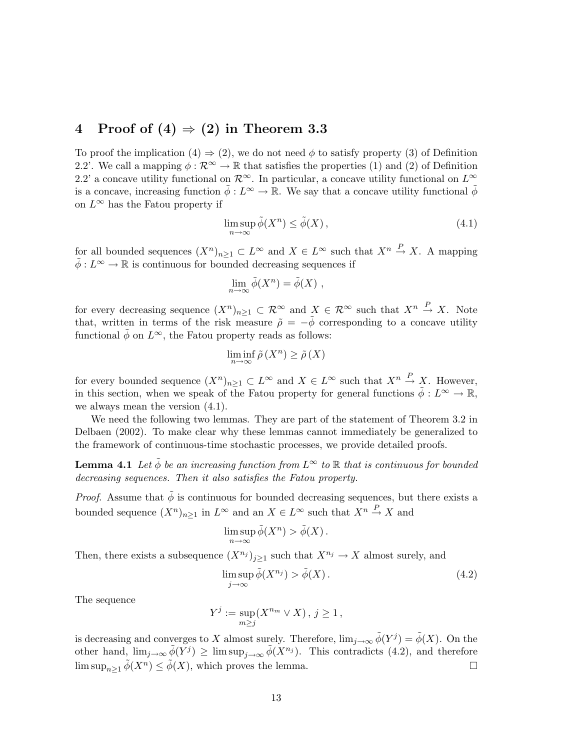## 4 Proof of (4) ⇒ (2) in Theorem 3.3

To proof the implication (4) ⇒ (2), we do not need $\phi$ to satisfy property (3) of Definition 2.2'. We call a mapping $\phi : \mathcal{R}^\infty \to \mathbb{R}$ that satisfies the properties (1) and (2) of Definition 2.2' a concave utility functional on $\mathcal{R}^\infty$. In particular, a concave utility functional on $L^\infty$ is a concave, increasing function $\tilde{\phi} : L^\infty \to \mathbb{R}$. We say that a concave utility functional $\tilde{\phi}$ on $L^\infty$ has the Fatou property if

$$\limsup_{n\to\infty} \tilde{\phi}(X^n) \leq \tilde{\phi}(X)\,, \tag{4.1}$$

for all bounded sequences $(X^n)_{n\geq 1} \subset L^\infty$ and $X \in L^\infty$ such that $X^n \xrightarrow{P} X$. A mapping $\tilde{\phi} : L^\infty \to \mathbb{R}$ is continuous for bounded decreasing sequences if

$$\lim_{n\to\infty} \tilde{\phi}(X^n) = \tilde{\phi}(X)\ ,$$

for every decreasing sequence $(X^n)_{n\geq 1} \subset \mathcal{R}^\infty$ and $X \in \mathcal{R}^\infty$ such that $X^n \xrightarrow{P} X$. Note that, written in terms of the risk measure $\tilde{\rho} = -\tilde{\phi}$ corresponding to a concave utility functional $\tilde{\phi}$ on $L^\infty$, the Fatou property reads as follows:

$$\liminf_{n\to\infty} \tilde{\rho}\,(X^n) \geq \tilde{\rho}\,(X)$$

for every bounded sequence $(X^n)_{n\geq 1} \subset L^\infty$ and $X \in L^\infty$ such that $X^n \xrightarrow{P} X$. However, in this section, when we speak of the Fatou property for general functions $\tilde{\phi} : L^\infty \to \mathbb{R}$, we always mean the version (4.1).

We need the following two lemmas. They are part of the statement of Theorem 3.2 in Delbaen (2002). To make clear why these lemmas cannot immediately be generalized to the framework of continuous-time stochastic processes, we provide detailed proofs.

**Lemma 4.1** *Let $\tilde{\phi}$ be an increasing function from $L^\infty$ to $\mathbb{R}$ that is continuous for bounded decreasing sequences. Then it also satisfies the Fatou property.*

*Proof.* Assume that $\tilde{\phi}$ is continuous for bounded decreasing sequences, but there exists a bounded sequence $(X^n)_{n\geq 1}$ in $L^\infty$ and an $X \in L^\infty$ such that $X^n \xrightarrow{P} X$ and

$$\limsup_{n\to\infty} \tilde{\phi}(X^n) > \tilde{\phi}(X)\,.$$

Then, there exists a subsequence $(X^{n_j})_{j\geq 1}$ such that $X^{n_j} \to X$ almost surely, and

$$\limsup_{j\to\infty} \tilde{\phi}(X^{n_j}) > \tilde{\phi}(X)\,. \tag{4.2}$$

The sequence

$$Y^j := \sup_{m\geq j} (X^{n_m} \vee X)\,,\ j \geq 1\,,$$

is decreasing and converges to $X$ almost surely. Therefore, $\lim_{j\to\infty} \tilde{\phi}(Y^j) = \tilde{\phi}(X)$. On the other hand, $\lim_{j\to\infty} \tilde{\phi}(Y^j) \geq \limsup_{j\to\infty} \tilde{\phi}(X^{n_j})$. This contradicts (4.2), and therefore $\limsup_{n\geq 1} \tilde{\phi}(X^n) \leq \tilde{\phi}(X)$, which proves the lemma. □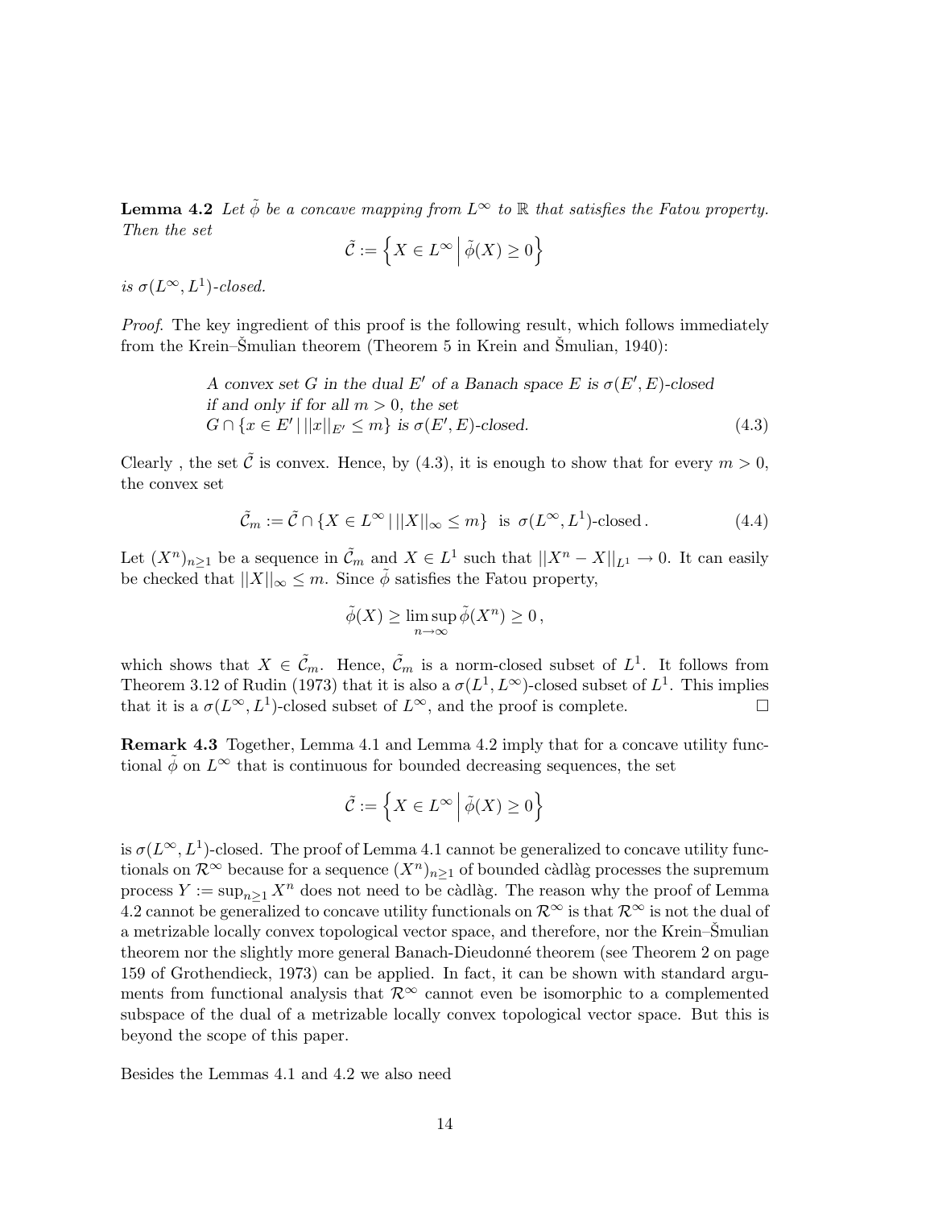**Lemma 4.2** *Let $\tilde{\phi}$ be a concave mapping from $L^\infty$ to $\mathbb{R}$ that satisfies the Fatou property. Then the set*

$$\tilde{\mathcal{C}} := \left\{ X \in L^\infty \,\middle|\, \tilde{\phi}(X) \geq 0 \right\}$$

*is $\sigma(L^\infty, L^1)$-closed.*

*Proof.* The key ingredient of this proof is the following result, which follows immediately from the Krein–Šmulian theorem (Theorem 5 in Krein and Šmulian, 1940):

> *A convex set $G$ in the dual $E'$ of a Banach space $E$ is $\sigma(E', E)$-closed if and only if for all $m > 0$, the set $G \cap \{x \in E' \,|\, ||x||_{E'} \leq m\}$ is $\sigma(E', E)$-closed.* (4.3)

Clearly , the set $\tilde{\mathcal{C}}$ is convex. Hence, by (4.3), it is enough to show that for every $m > 0$, the convex set

$$\tilde{\mathcal{C}}_m := \tilde{\mathcal{C}} \cap \{X \in L^\infty \,|\, ||X||_\infty \leq m\} \text{ is } \sigma(L^\infty, L^1)\text{-closed}. \tag{4.4}$$

Let $(X^n)_{n\geq 1}$ be a sequence in $\tilde{\mathcal{C}}_m$ and $X \in L^1$ such that $||X^n - X||_{L^1} \to 0$. It can easily be checked that $||X||_\infty \leq m$. Since $\tilde{\phi}$ satisfies the Fatou property,

$$\tilde{\phi}(X) \geq \limsup_{n\to\infty} \tilde{\phi}(X^n) \geq 0\,,$$

which shows that $X \in \tilde{\mathcal{C}}_m$. Hence, $\tilde{\mathcal{C}}_m$ is a norm-closed subset of $L^1$. It follows from Theorem 3.12 of Rudin (1973) that it is also a $\sigma(L^1, L^\infty)$-closed subset of $L^1$. This implies that it is a $\sigma(L^\infty, L^1)$-closed subset of $L^\infty$, and the proof is complete. □

**Remark 4.3** Together, Lemma 4.1 and Lemma 4.2 imply that for a concave utility functional $\tilde{\phi}$ on $L^\infty$ that is continuous for bounded decreasing sequences, the set

$$\tilde{\mathcal{C}} := \left\{ X \in L^\infty \,\middle|\, \tilde{\phi}(X) \geq 0 \right\}$$

is $\sigma(L^\infty, L^1)$-closed. The proof of Lemma 4.1 cannot be generalized to concave utility functionals on $\mathcal{R}^\infty$ because for a sequence $(X^n)_{n\geq 1}$ of bounded càdlàg processes the supremum process $Y := \sup_{n\geq 1} X^n$ does not need to be càdlàg. The reason why the proof of Lemma 4.2 cannot be generalized to concave utility functionals on $\mathcal{R}^\infty$ is that $\mathcal{R}^\infty$ is not the dual of a metrizable locally convex topological vector space, and therefore, nor the Krein–Šmulian theorem nor the slightly more general Banach-Dieudonné theorem (see Theorem 2 on page 159 of Grothendieck, 1973) can be applied. In fact, it can be shown with standard arguments from functional analysis that $\mathcal{R}^\infty$ cannot even be isomorphic to a complemented subspace of the dual of a metrizable locally convex topological vector space. But this is beyond the scope of this paper.

Besides the Lemmas 4.1 and 4.2 we also need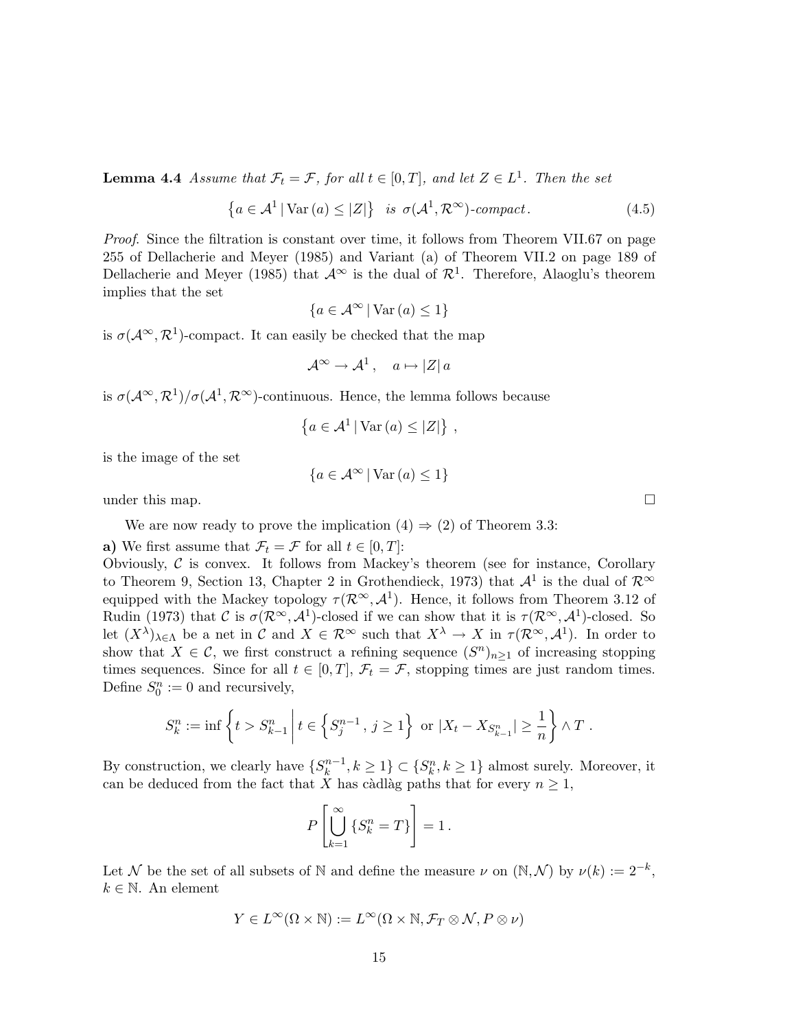**Lemma 4.4** *Assume that $\mathcal{F}_t = \mathcal{F}$, for all $t \in [0,T]$, and let $Z \in L^1$. Then the set*

$$\left\{ a \in \mathcal{A}^1 \,|\, \mathrm{Var}\,(a) \leq |Z| \right\} \quad \textit{is } \sigma(\mathcal{A}^1, \mathcal{R}^\infty)\textit{-compact}. \tag{4.5}$$

*Proof.* Since the filtration is constant over time, it follows from Theorem VII.67 on page 255 of Dellacherie and Meyer (1985) and Variant (a) of Theorem VII.2 on page 189 of Dellacherie and Meyer (1985) that $\mathcal{A}^\infty$ is the dual of $\mathcal{R}^1$. Therefore, Alaoglu's theorem implies that the set

$$\{a \in \mathcal{A}^\infty \,|\, \mathrm{Var}\,(a) \leq 1\}$$

is $\sigma(\mathcal{A}^\infty, \mathcal{R}^1)$-compact. It can easily be checked that the map

$$\mathcal{A}^\infty \to \mathcal{A}^1 \,, \quad a \mapsto |Z|\, a$$

is $\sigma(\mathcal{A}^\infty, \mathcal{R}^1)/\sigma(\mathcal{A}^1, \mathcal{R}^\infty)$-continuous. Hence, the lemma follows because

$$\left\{ a \in \mathcal{A}^1 \,|\, \mathrm{Var}\,(a) \leq |Z| \right\} \,,$$

is the image of the set

$$\{a \in \mathcal{A}^\infty \,|\, \mathrm{Var}\,(a) \leq 1\}$$

under this map. $\square$

We are now ready to prove the implication (4) $\Rightarrow$ (2) of Theorem 3.3:

**a)** We first assume that $\mathcal{F}_t = \mathcal{F}$ for all $t \in [0,T]$:

Obviously, $\mathcal{C}$ is convex. It follows from Mackey's theorem (see for instance, Corollary to Theorem 9, Section 13, Chapter 2 in Grothendieck, 1973) that $\mathcal{A}^1$ is the dual of $\mathcal{R}^\infty$ equipped with the Mackey topology $\tau(\mathcal{R}^\infty, \mathcal{A}^1)$. Hence, it follows from Theorem 3.12 of Rudin (1973) that $\mathcal{C}$ is $\sigma(\mathcal{R}^\infty, \mathcal{A}^1)$-closed if we can show that it is $\tau(\mathcal{R}^\infty, \mathcal{A}^1)$-closed. So let $(X^\lambda)_{\lambda \in \Lambda}$ be a net in $\mathcal{C}$ and $X \in \mathcal{R}^\infty$ such that $X^\lambda \to X$ in $\tau(\mathcal{R}^\infty, \mathcal{A}^1)$. In order to show that $X \in \mathcal{C}$, we first construct a refining sequence $(S^n)_{n \geq 1}$ of increasing stopping times sequences. Since for all $t \in [0,T]$, $\mathcal{F}_t = \mathcal{F}$, stopping times are just random times. Define $S^n_0 := 0$ and recursively,

$$S^n_k := \inf \left\{ t > S^n_{k-1} \,\middle|\, t \in \left\{ S^{n-1}_j \,,\, j \geq 1 \right\} \text{ or } |X_t - X_{S^n_{k-1}}| \geq \frac{1}{n} \right\} \wedge T \,.$$

By construction, we clearly have $\{S^{n-1}_k, k \geq 1\} \subset \{S^n_k, k \geq 1\}$ almost surely. Moreover, it can be deduced from the fact that $X$ has càdlàg paths that for every $n \geq 1$,

$$P\left[ \bigcup_{k=1}^\infty \{S^n_k = T\} \right] = 1 \,.$$

Let $\mathcal{N}$ be the set of all subsets of $\mathbb{N}$ and define the measure $\nu$ on $(\mathbb{N}, \mathcal{N})$ by $\nu(k) := 2^{-k}$, $k \in \mathbb{N}$. An element

$$Y \in L^\infty(\Omega \times \mathbb{N}) := L^\infty(\Omega \times \mathbb{N}, \mathcal{F}_T \otimes \mathcal{N}, P \otimes \nu)$$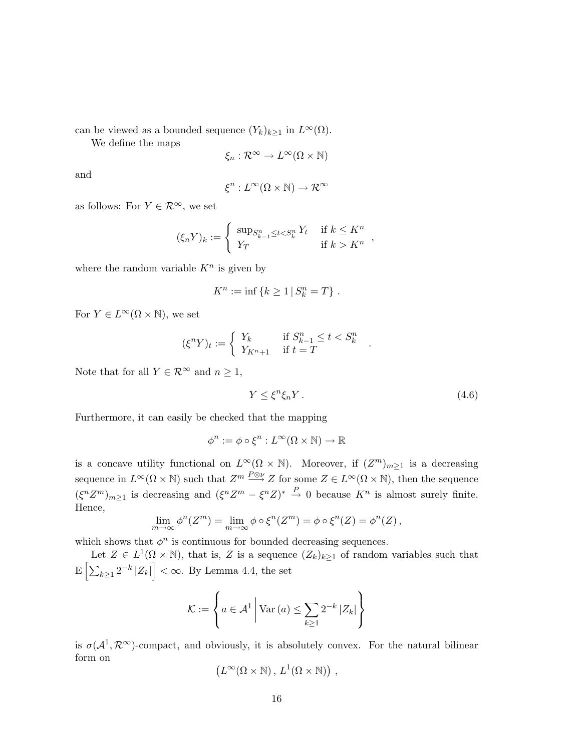can be viewed as a bounded sequence $(Y_k)_{k\geq 1}$ in $L^\infty(\Omega)$.

We define the maps

$$\xi_n : \mathcal{R}^\infty \to L^\infty(\Omega \times \mathbb{N})$$

and

$$\xi^n : L^\infty(\Omega \times \mathbb{N}) \to \mathcal{R}^\infty$$

as follows: For $Y \in \mathcal{R}^\infty$, we set

$$(\xi_n Y)_k := \begin{cases} \sup_{S^n_{k-1} \leq t < S^n_k} Y_t & \text{if } k \leq K^n \\ Y_T & \text{if } k > K^n \end{cases},$$

where the random variable $K^n$ is given by

$$K^n := \inf\{k \geq 1 \,|\, S^n_k = T\}\,.$$

For $Y \in L^\infty(\Omega \times \mathbb{N})$, we set

$$(\xi^n Y)_t := \begin{cases} Y_k & \text{if } S^n_{k-1} \leq t < S^n_k \\ Y_{K^n+1} & \text{if } t = T \end{cases}.$$

Note that for all $Y \in \mathcal{R}^\infty$ and $n \geq 1$,

$$Y \leq \xi^n \xi_n Y\,. \tag{4.6}$$

Furthermore, it can easily be checked that the mapping

$$\phi^n := \phi \circ \xi^n : L^\infty(\Omega \times \mathbb{N}) \to \mathbb{R}$$

is a concave utility functional on $L^\infty(\Omega \times \mathbb{N})$. Moreover, if $(Z^m)_{m\geq 1}$ is a decreasing sequence in $L^\infty(\Omega \times \mathbb{N})$ such that $Z^m \overset{P\otimes\nu}{\longrightarrow} Z$ for some $Z \in L^\infty(\Omega \times \mathbb{N})$, then the sequence $(\xi^n Z^m)_{m\geq 1}$ is decreasing and $(\xi^n Z^m - \xi^n Z)^* \overset{P}{\to} 0$ because $K^n$ is almost surely finite. Hence,

$$\lim_{m\to\infty} \phi^n(Z^m) = \lim_{m\to\infty} \phi \circ \xi^n(Z^m) = \phi \circ \xi^n(Z) = \phi^n(Z)\,,$$

which shows that $\phi^n$ is continuous for bounded decreasing sequences.

Let $Z \in L^1(\Omega \times \mathbb{N})$, that is, $Z$ is a sequence $(Z_k)_{k\geq 1}$ of random variables such that $\mathrm{E}\left[\sum_{k\geq 1} 2^{-k} |Z_k|\right] < \infty$. By Lemma 4.4, the set

$$\mathcal{K} := \left\{ a \in \mathcal{A}^1 \,\middle|\, \mathrm{Var}\,(a) \leq \sum_{k\geq 1} 2^{-k} |Z_k| \right\}$$

is $\sigma(\mathcal{A}^1, \mathcal{R}^\infty)$-compact, and obviously, it is absolutely convex. For the natural bilinear form on

$$\left(L^\infty(\Omega \times \mathbb{N})\,,\, L^1(\Omega \times \mathbb{N})\right)\,,$$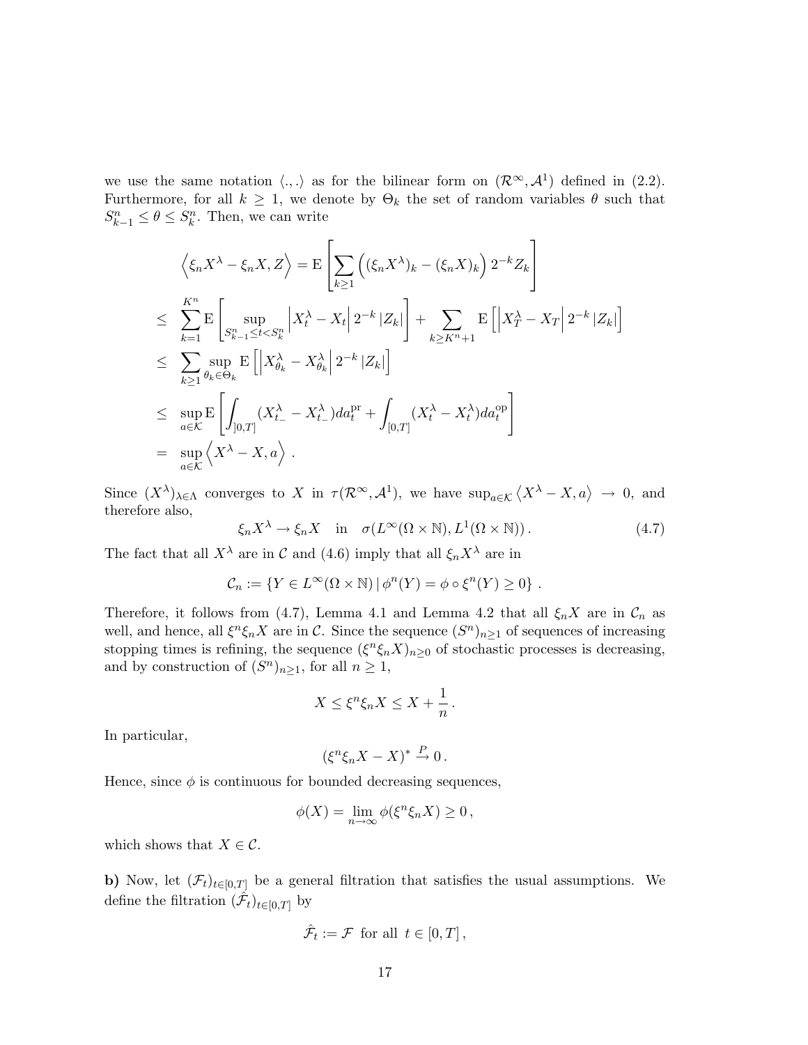we use the same notation $\langle .,. \rangle$ as for the bilinear form on $(\mathcal{R}^\infty, \mathcal{A}^1)$ defined in (2.2). Furthermore, for all $k \geq 1$, we denote by $\Theta_k$ the set of random variables $\theta$ such that $S^n_{k-1} \leq \theta \leq S^n_k$. Then, we can write

$$
\begin{aligned}
& \left\langle \xi_n X^\lambda - \xi_n X, Z \right\rangle = \mathrm{E}\left[ \sum_{k \geq 1} \left( (\xi_n X^\lambda)_k - (\xi_n X)_k \right) 2^{-k} Z_k \right] \\
\leq \ & \sum_{k=1}^{K^n} \mathrm{E}\left[ \sup_{S^n_{k-1} \leq t < S^n_k} \left| X^\lambda_t - X_t \right| 2^{-k} |Z_k| \right] + \sum_{k \geq K^n + 1} \mathrm{E}\left[ \left| X^\lambda_T - X_T \right| 2^{-k} |Z_k| \right] \\
\leq \ & \sum_{k \geq 1} \sup_{\theta_k \in \Theta_k} \mathrm{E}\left[ \left| X^\lambda_{\theta_k} - X^\lambda_{\theta_k} \right| 2^{-k} |Z_k| \right] \\
\leq \ & \sup_{a \in \mathcal{K}} \mathrm{E}\left[ \int_{]0,T]} (X^\lambda_{t_-} - X^\lambda_{t_-}) da^{\mathrm{pr}}_t + \int_{[0,T]} (X^\lambda_t - X^\lambda_t) da^{\mathrm{op}}_t \right] \\
= \ & \sup_{a \in \mathcal{K}} \left\langle X^\lambda - X, a \right\rangle .
\end{aligned}
$$

Since $(X^\lambda)_{\lambda \in \Lambda}$ converges to $X$ in $\tau(\mathcal{R}^\infty, \mathcal{A}^1)$, we have $\sup_{a \in \mathcal{K}} \left\langle X^\lambda - X, a \right\rangle \to 0$, and therefore also,

$$
\xi_n X^\lambda \to \xi_n X \quad \text{in} \quad \sigma(L^\infty(\Omega \times \mathbb{N}), L^1(\Omega \times \mathbb{N})) . \tag{4.7}
$$

The fact that all $X^\lambda$ are in $\mathcal{C}$ and (4.6) imply that all $\xi_n X^\lambda$ are in

$$
\mathcal{C}_n := \{ Y \in L^\infty(\Omega \times \mathbb{N}) \mid \phi^n(Y) = \phi \circ \xi^n(Y) \geq 0 \} .
$$

Therefore, it follows from (4.7), Lemma 4.1 and Lemma 4.2 that all $\xi_n X$ are in $\mathcal{C}_n$ as well, and hence, all $\xi^n \xi_n X$ are in $\mathcal{C}$. Since the sequence $(S^n)_{n \geq 1}$ of sequences of increasing stopping times is refining, the sequence $(\xi^n \xi_n X)_{n \geq 0}$ of stochastic processes is decreasing, and by construction of $(S^n)_{n \geq 1}$, for all $n \geq 1$,

$$
X \leq \xi^n \xi_n X \leq X + \frac{1}{n} .
$$

In particular,

$$
(\xi^n \xi_n X - X)^* \stackrel{P}{\to} 0 .
$$

Hence, since $\phi$ is continuous for bounded decreasing sequences,

$$
\phi(X) = \lim_{n \to \infty} \phi(\xi^n \xi_n X) \geq 0 ,
$$

which shows that $X \in \mathcal{C}$.

**b)** Now, let $(\mathcal{F}_t)_{t \in [0,T]}$ be a general filtration that satisfies the usual assumptions. We define the filtration $(\hat{\mathcal{F}}_t)_{t \in [0,T]}$ by

$$
\hat{\mathcal{F}}_t := \mathcal{F} \text{ for all } t \in [0,T] ,
$$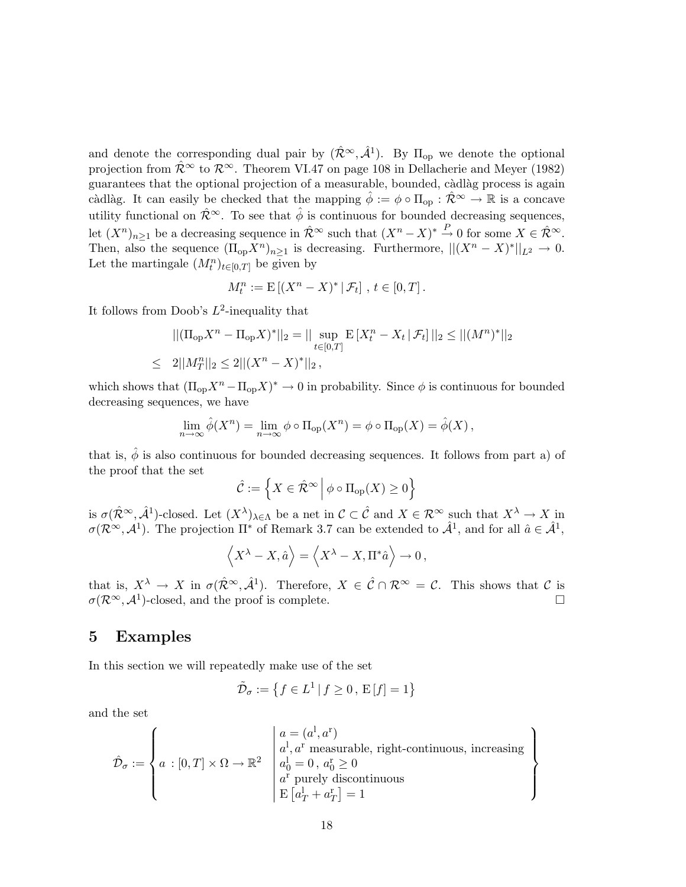and denote the corresponding dual pair by $(\hat{\mathcal{R}}^\infty, \hat{\mathcal{A}}^1)$. By $\Pi_{\mathrm{op}}$ we denote the optional projection from $\hat{\mathcal{R}}^\infty$ to $\mathcal{R}^\infty$. Theorem VI.47 on page 108 in Dellacherie and Meyer (1982) guarantees that the optional projection of a measurable, bounded, càdlàg process is again càdlàg. It can easily be checked that the mapping $\hat{\phi} := \phi \circ \Pi_{\mathrm{op}} : \hat{\mathcal{R}}^\infty \to \mathbb{R}$ is a concave utility functional on $\hat{\mathcal{R}}^\infty$. To see that $\hat{\phi}$ is continuous for bounded decreasing sequences, let $(X^n)_{n\geq 1}$ be a decreasing sequence in $\hat{\mathcal{R}}^\infty$ such that $(X^n - X)^* \stackrel{P}{\to} 0$ for some $X \in \hat{\mathcal{R}}^\infty$. Then, also the sequence $(\Pi_{\mathrm{op}} X^n)_{n\geq 1}$ is decreasing. Furthermore, $||(X^n - X)^*||_{L^2} \to 0$. Let the martingale $(M^n_t)_{t\in[0,T]}$ be given by

$$M^n_t := \mathrm{E}\left[(X^n - X)^* \,|\, \mathcal{F}_t\right] \,,\, t \in [0,T] \,.$$

It follows from Doob's $L^2$-inequality that

$$\begin{aligned}
&||(\Pi_{\mathrm{op}} X^n - \Pi_{\mathrm{op}} X)^*||_2 = ||\sup_{t\in[0,T]} \mathrm{E}\left[X^n_t - X_t \,|\, \mathcal{F}_t\right]||_2 \leq ||(M^n)^*||_2 \\
\leq\;& 2||M^n_T||_2 \leq 2||(X^n - X)^*||_2 \,,
\end{aligned}$$

which shows that $(\Pi_{\mathrm{op}} X^n - \Pi_{\mathrm{op}} X)^* \to 0$ in probability. Since $\phi$ is continuous for bounded decreasing sequences, we have

$$\lim_{n\to\infty} \hat{\phi}(X^n) = \lim_{n\to\infty} \phi \circ \Pi_{\mathrm{op}}(X^n) = \phi \circ \Pi_{\mathrm{op}}(X) = \hat{\phi}(X) \,,$$

that is, $\hat{\phi}$ is also continuous for bounded decreasing sequences. It follows from part a) of the proof that the set

$$\hat{\mathcal{C}} := \left\{ X \in \hat{\mathcal{R}}^\infty \,\middle|\, \phi \circ \Pi_{\mathrm{op}}(X) \geq 0 \right\}$$

is $\sigma(\hat{\mathcal{R}}^\infty, \hat{\mathcal{A}}^1)$-closed. Let $(X^\lambda)_{\lambda\in\Lambda}$ be a net in $\mathcal{C} \subset \hat{\mathcal{C}}$ and $X \in \mathcal{R}^\infty$ such that $X^\lambda \to X$ in $\sigma(\mathcal{R}^\infty, \mathcal{A}^1)$. The projection $\Pi^*$ of Remark 3.7 can be extended to $\hat{\mathcal{A}}^1$, and for all $\hat{a} \in \hat{\mathcal{A}}^1$,

$$\left\langle X^\lambda - X, \hat{a} \right\rangle = \left\langle X^\lambda - X, \Pi^* \hat{a} \right\rangle \to 0 \,,$$

that is, $X^\lambda \to X$ in $\sigma(\hat{\mathcal{R}}^\infty, \hat{\mathcal{A}}^1)$. Therefore, $X \in \hat{\mathcal{C}} \cap \mathcal{R}^\infty = \mathcal{C}$. This shows that $\mathcal{C}$ is $\sigma(\mathcal{R}^\infty, \mathcal{A}^1)$-closed, and the proof is complete. $\square$

## 5 Examples

In this section we will repeatedly make use of the set

$$\tilde{\mathcal{D}}_\sigma := \left\{ f \in L^1 \,|\, f \geq 0 \,,\, \mathrm{E}\left[f\right] = 1 \right\}$$

and the set

$$\hat{\mathcal{D}}_\sigma := \left\{ a : [0,T] \times \Omega \to \mathbb{R}^2 \;\middle|\; \begin{array}{l} a = (a^{\mathrm{l}}, a^{\mathrm{r}}) \\ a^{\mathrm{l}}, a^{\mathrm{r}} \text{ measurable, right-continuous, increasing} \\ a^{\mathrm{l}}_0 = 0 \,,\, a^{\mathrm{r}}_0 \geq 0 \\ a^{\mathrm{r}} \text{ purely discontinuous} \\ \mathrm{E}\left[a^{\mathrm{l}}_T + a^{\mathrm{r}}_T\right] = 1 \end{array} \right\}$$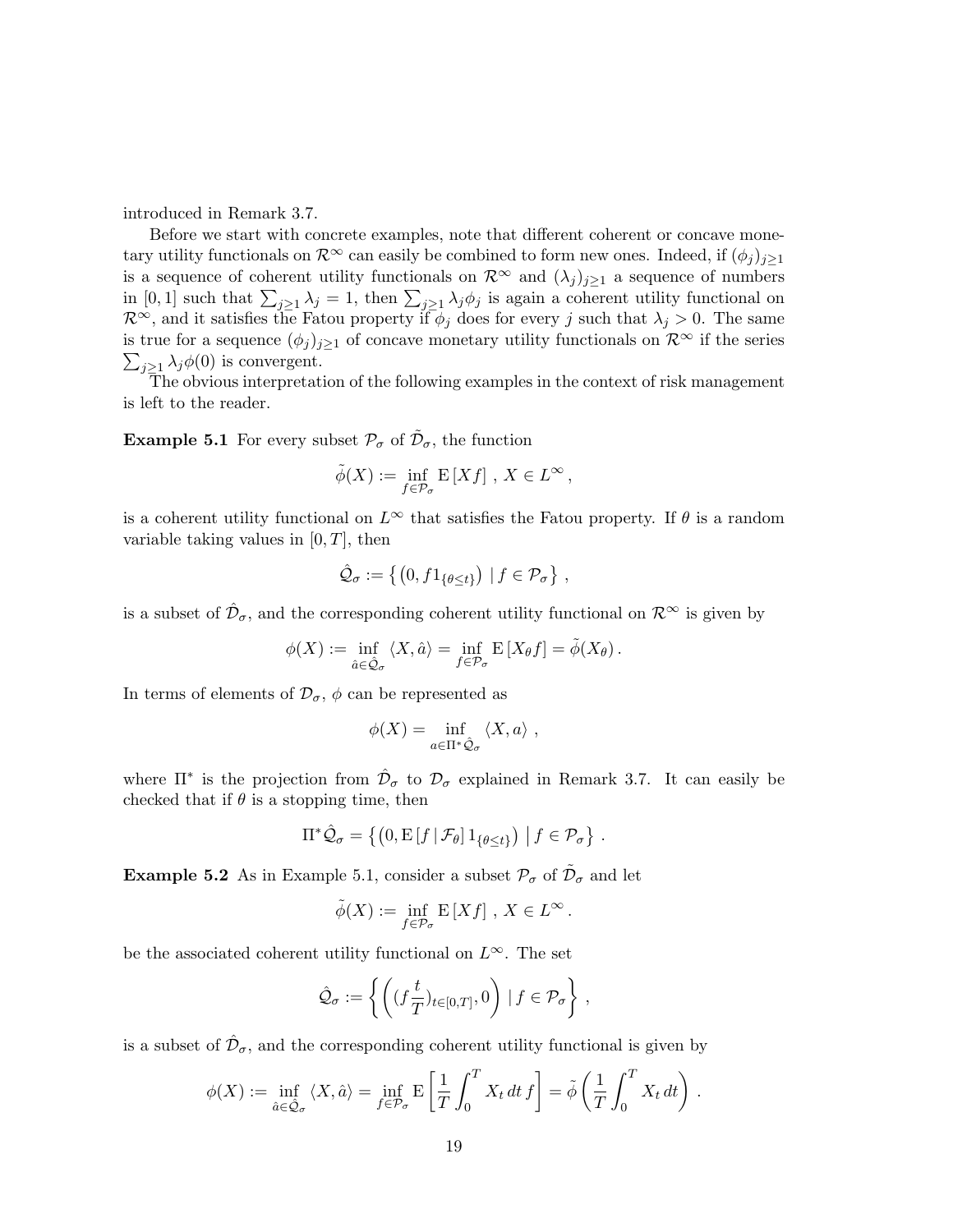introduced in Remark 3.7.

Before we start with concrete examples, note that different coherent or concave monetary utility functionals on $\mathcal{R}^\infty$ can easily be combined to form new ones. Indeed, if $(\phi_j)_{j\geq 1}$ is a sequence of coherent utility functionals on $\mathcal{R}^\infty$ and $(\lambda_j)_{j\geq 1}$ a sequence of numbers in $[0,1]$ such that $\sum_{j\geq 1} \lambda_j = 1$, then $\sum_{j\geq 1} \lambda_j \phi_j$ is again a coherent utility functional on $\mathcal{R}^\infty$, and it satisfies the Fatou property if $\phi_j$ does for every $j$ such that $\lambda_j > 0$. The same is true for a sequence $(\phi_j)_{j\geq 1}$ of concave monetary utility functionals on $\mathcal{R}^\infty$ if the series $\sum_{j\geq 1} \lambda_j \phi(0)$ is convergent.

The obvious interpretation of the following examples in the context of risk management is left to the reader.

**Example 5.1** For every subset $\mathcal{P}_\sigma$ of $\tilde{\mathcal{D}}_\sigma$, the function

$$\tilde{\phi}(X) := \inf_{f \in \mathcal{P}_\sigma} \mathrm{E}\left[X f\right] \, , \; X \in L^\infty \, ,$$

is a coherent utility functional on $L^\infty$ that satisfies the Fatou property. If $\theta$ is a random variable taking values in $[0,T]$, then

$$\hat{\mathcal{Q}}_\sigma := \left\{ \left(0, f 1_{\{\theta \leq t\}}\right) \mid f \in \mathcal{P}_\sigma \right\} \, ,$$

is a subset of $\hat{\mathcal{D}}_\sigma$, and the corresponding coherent utility functional on $\mathcal{R}^\infty$ is given by

$$\phi(X) := \inf_{\hat{a} \in \hat{\mathcal{Q}}_\sigma} \langle X, \hat{a} \rangle = \inf_{f \in \mathcal{P}_\sigma} \mathrm{E}\left[X_\theta f\right] = \tilde{\phi}(X_\theta) \, .$$

In terms of elements of $\mathcal{D}_\sigma$, $\phi$ can be represented as

$$\phi(X) = \inf_{a \in \Pi^* \hat{\mathcal{Q}}_\sigma} \langle X, a \rangle \, ,$$

where $\Pi^*$ is the projection from $\hat{\mathcal{D}}_\sigma$ to $\mathcal{D}_\sigma$ explained in Remark 3.7. It can easily be checked that if $\theta$ is a stopping time, then

$$\Pi^* \hat{\mathcal{Q}}_\sigma = \left\{ \left(0, \mathrm{E}\left[f \mid \mathcal{F}_\theta\right] 1_{\{\theta \leq t\}}\right) \;\middle|\; f \in \mathcal{P}_\sigma \right\} \, .$$

**Example 5.2** As in Example 5.1, consider a subset $\mathcal{P}_\sigma$ of $\tilde{\mathcal{D}}_\sigma$ and let

$$\tilde{\phi}(X) := \inf_{f \in \mathcal{P}_\sigma} \mathrm{E}\left[X f\right] \, , \; X \in L^\infty \, .$$

be the associated coherent utility functional on $L^\infty$. The set

$$\hat{\mathcal{Q}}_\sigma := \left\{ \left( (f \frac{t}{T})_{t \in [0,T]}, 0 \right) \mid f \in \mathcal{P}_\sigma \right\} \, ,$$

is a subset of $\hat{\mathcal{D}}_\sigma$, and the corresponding coherent utility functional is given by

$$\phi(X) := \inf_{\hat{a} \in \hat{\mathcal{Q}}_\sigma} \langle X, \hat{a} \rangle = \inf_{f \in \mathcal{P}_\sigma} \mathrm{E}\left[ \frac{1}{T} \int_0^T X_t \, dt \, f \right] = \tilde{\phi}\left( \frac{1}{T} \int_0^T X_t \, dt \right) \, .$$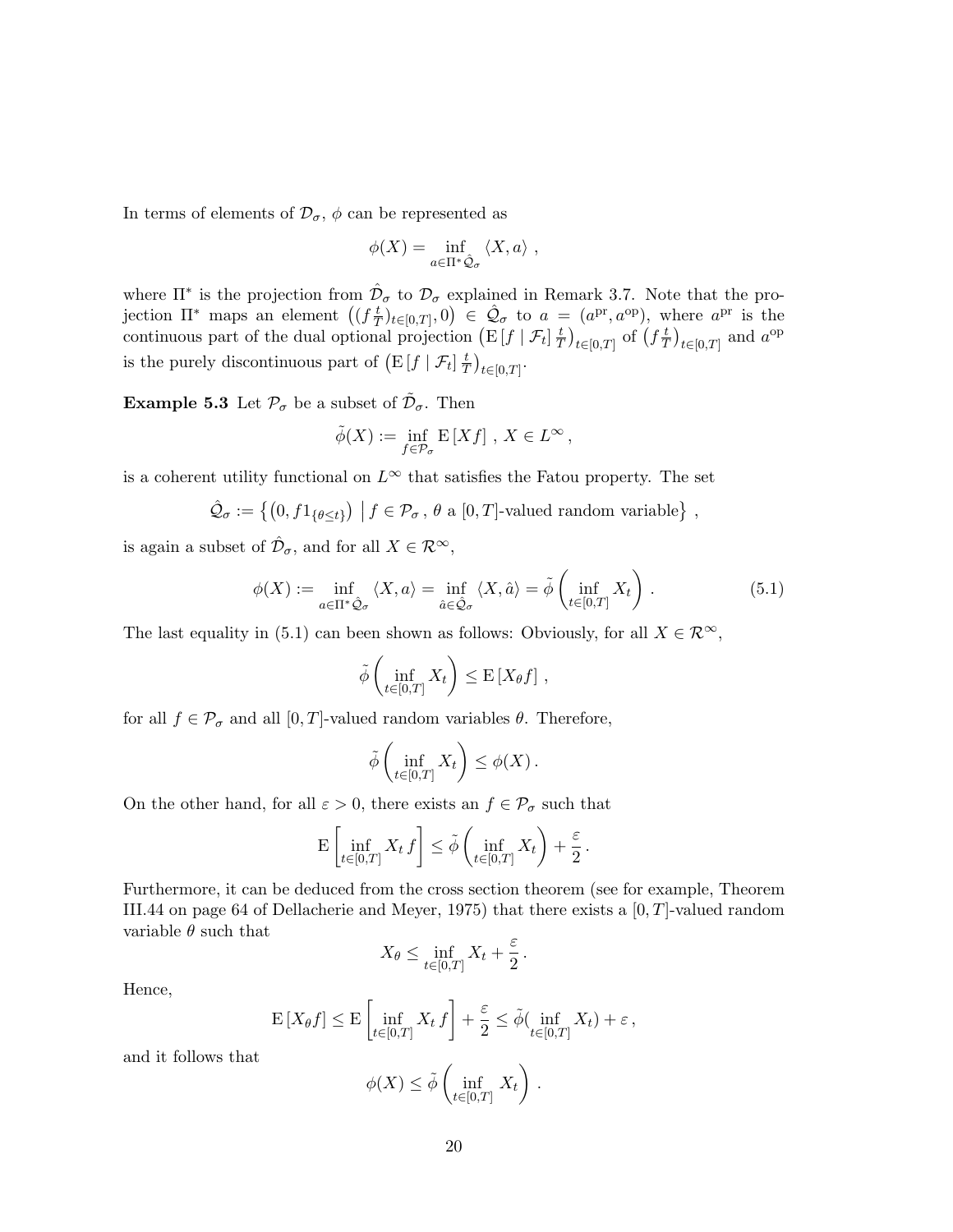In terms of elements of $\mathcal{D}_\sigma$, $\phi$ can be represented as

$$\phi(X) = \inf_{a \in \Pi^* \hat{\mathcal{Q}}_\sigma} \langle X, a \rangle \,,$$

where $\Pi^*$ is the projection from $\hat{\mathcal{D}}_\sigma$ to $\mathcal{D}_\sigma$ explained in Remark 3.7. Note that the projection $\Pi^*$ maps an element $\left((f \frac{t}{T})_{t \in [0,T]}, 0\right) \in \hat{\mathcal{Q}}_\sigma$ to $a = (a^{\mathrm{pr}}, a^{\mathrm{op}})$, where $a^{\mathrm{pr}}$ is the continuous part of the dual optional projection $\left(\mathrm{E}\left[f \mid \mathcal{F}_t\right] \frac{t}{T}\right)_{t \in [0,T]}$ of $\left(f \frac{t}{T}\right)_{t \in [0,T]}$ and $a^{\mathrm{op}}$ is the purely discontinuous part of $\left(\mathrm{E}\left[f \mid \mathcal{F}_t\right] \frac{t}{T}\right)_{t \in [0,T]}$.

**Example 5.3** Let $\mathcal{P}_\sigma$ be a subset of $\tilde{\mathcal{D}}_\sigma$. Then

$$\tilde{\phi}(X) := \inf_{f \in \mathcal{P}_\sigma} \mathrm{E}\left[X f\right] \,,\; X \in L^\infty \,,$$

is a coherent utility functional on $L^\infty$ that satisfies the Fatou property. The set

$$\hat{\mathcal{Q}}_\sigma := \left\{ \left(0, f 1_{\{\theta \le t\}}\right) \;\middle|\; f \in \mathcal{P}_\sigma \,,\, \theta \text{ a } [0,T]\text{-valued random variable} \right\} \,,$$

is again a subset of $\hat{\mathcal{D}}_\sigma$, and for all $X \in \mathcal{R}^\infty$,

$$\phi(X) := \inf_{a \in \Pi^* \hat{\mathcal{Q}}_\sigma} \langle X, a \rangle = \inf_{\hat{a} \in \hat{\mathcal{Q}}_\sigma} \langle X, \hat{a} \rangle = \tilde{\phi}\left( \inf_{t \in [0,T]} X_t \right) \,. \tag{5.1}$$

The last equality in (5.1) can been shown as follows: Obviously, for all $X \in \mathcal{R}^\infty$,

$$\tilde{\phi}\left( \inf_{t \in [0,T]} X_t \right) \le \mathrm{E}\left[X_\theta f\right] \,,$$

for all $f \in \mathcal{P}_\sigma$ and all $[0,T]$-valued random variables $\theta$. Therefore,

$$\tilde{\phi}\left( \inf_{t \in [0,T]} X_t \right) \le \phi(X) \,.$$

On the other hand, for all $\varepsilon > 0$, there exists an $f \in \mathcal{P}_\sigma$ such that

$$\mathrm{E}\left[ \inf_{t \in [0,T]} X_t \, f \right] \le \tilde{\phi}\left( \inf_{t \in [0,T]} X_t \right) + \frac{\varepsilon}{2} \,.$$

Furthermore, it can be deduced from the cross section theorem (see for example, Theorem III.44 on page 64 of Dellacherie and Meyer, 1975) that there exists a $[0,T]$-valued random variable $\theta$ such that

$$X_\theta \le \inf_{t \in [0,T]} X_t + \frac{\varepsilon}{2} \,.$$

Hence,

$$\mathrm{E}\left[X_\theta f\right] \le \mathrm{E}\left[ \inf_{t \in [0,T]} X_t \, f \right] + \frac{\varepsilon}{2} \le \tilde{\phi}( \inf_{t \in [0,T]} X_t) + \varepsilon \,,$$

and it follows that

$$\phi(X) \le \tilde{\phi}\left( \inf_{t \in [0,T]} X_t \right) \,.$$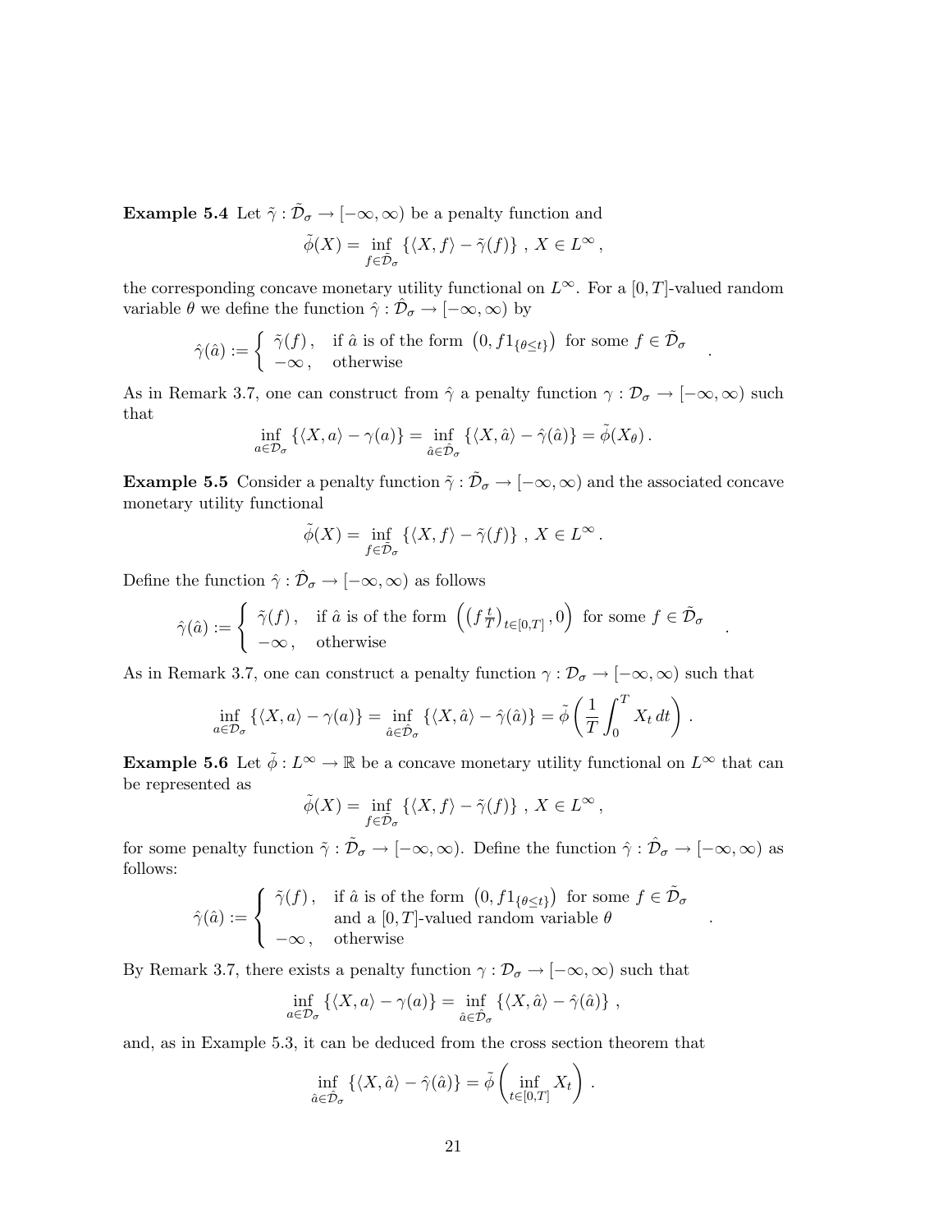**Example 5.4** Let $\tilde{\gamma} : \tilde{\mathcal{D}}_\sigma \to [-\infty, \infty)$ be a penalty function and

$$\tilde{\phi}(X) = \inf_{f \in \tilde{\mathcal{D}}_\sigma} \left\{ \langle X, f \rangle - \tilde{\gamma}(f) \right\} \, , \, X \in L^\infty \, ,$$

the corresponding concave monetary utility functional on $L^\infty$. For a $[0,T]$-valued random variable $\theta$ we define the function $\hat{\gamma} : \hat{\mathcal{D}}_\sigma \to [-\infty, \infty)$ by

$$\hat{\gamma}(\hat{a}) := \begin{cases} \tilde{\gamma}(f) \, , & \text{if } \hat{a} \text{ is of the form } \left(0, f 1_{\{\theta \le t\}}\right) \text{ for some } f \in \tilde{\mathcal{D}}_\sigma \\ -\infty \, , & \text{otherwise} \end{cases} .$$

As in Remark 3.7, one can construct from $\hat{\gamma}$ a penalty function $\gamma : \mathcal{D}_\sigma \to [-\infty, \infty)$ such that

$$\inf_{a \in \mathcal{D}_\sigma} \left\{ \langle X, a \rangle - \gamma(a) \right\} = \inf_{\hat{a} \in \hat{\mathcal{D}}_\sigma} \left\{ \langle X, \hat{a} \rangle - \hat{\gamma}(\hat{a}) \right\} = \tilde{\phi}(X_\theta) \, .$$

**Example 5.5** Consider a penalty function $\tilde{\gamma} : \tilde{\mathcal{D}}_\sigma \to [-\infty, \infty)$ and the associated concave monetary utility functional

$$\tilde{\phi}(X) = \inf_{f \in \tilde{\mathcal{D}}_\sigma} \left\{ \langle X, f \rangle - \tilde{\gamma}(f) \right\} \, , \, X \in L^\infty \, .$$

Define the function $\hat{\gamma} : \hat{\mathcal{D}}_\sigma \to [-\infty, \infty)$ as follows

$$\hat{\gamma}(\hat{a}) := \begin{cases} \tilde{\gamma}(f) \, , & \text{if } \hat{a} \text{ is of the form } \left( \left( f \frac{t}{T} \right)_{t \in [0,T]}, 0 \right) \text{ for some } f \in \tilde{\mathcal{D}}_\sigma \\ -\infty \, , & \text{otherwise} \end{cases} .$$

As in Remark 3.7, one can construct a penalty function $\gamma : \mathcal{D}_\sigma \to [-\infty, \infty)$ such that

$$\inf_{a \in \mathcal{D}_\sigma} \left\{ \langle X, a \rangle - \gamma(a) \right\} = \inf_{\hat{a} \in \hat{\mathcal{D}}_\sigma} \left\{ \langle X, \hat{a} \rangle - \hat{\gamma}(\hat{a}) \right\} = \tilde{\phi}\left( \frac{1}{T} \int_0^T X_t \, dt \right) .$$

**Example 5.6** Let $\tilde{\phi} : L^\infty \to \mathbb{R}$ be a concave monetary utility functional on $L^\infty$ that can be represented as

$$\tilde{\phi}(X) = \inf_{f \in \tilde{\mathcal{D}}_\sigma} \left\{ \langle X, f \rangle - \tilde{\gamma}(f) \right\} \, , \, X \in L^\infty \, ,$$

for some penalty function $\tilde{\gamma} : \tilde{\mathcal{D}}_\sigma \to [-\infty, \infty)$. Define the function $\hat{\gamma} : \hat{\mathcal{D}}_\sigma \to [-\infty, \infty)$ as follows:

$$\hat{\gamma}(\hat{a}) := \begin{cases} \tilde{\gamma}(f) \, , & \text{if } \hat{a} \text{ is of the form } \left(0, f 1_{\{\theta \le t\}}\right) \text{ for some } f \in \tilde{\mathcal{D}}_\sigma \\ & \text{and a } [0,T]\text{-valued random variable } \theta \\ -\infty \, , & \text{otherwise} \end{cases} .$$

By Remark 3.7, there exists a penalty function $\gamma : \mathcal{D}_\sigma \to [-\infty, \infty)$ such that

$$\inf_{a \in \mathcal{D}_\sigma} \left\{ \langle X, a \rangle - \gamma(a) \right\} = \inf_{\hat{a} \in \hat{\mathcal{D}}_\sigma} \left\{ \langle X, \hat{a} \rangle - \hat{\gamma}(\hat{a}) \right\} ,$$

and, as in Example 5.3, it can be deduced from the cross section theorem that

$$\inf_{\hat{a} \in \hat{\mathcal{D}}_\sigma} \left\{ \langle X, \hat{a} \rangle - \hat{\gamma}(\hat{a}) \right\} = \tilde{\phi}\left( \inf_{t \in [0,T]} X_t \right) .$$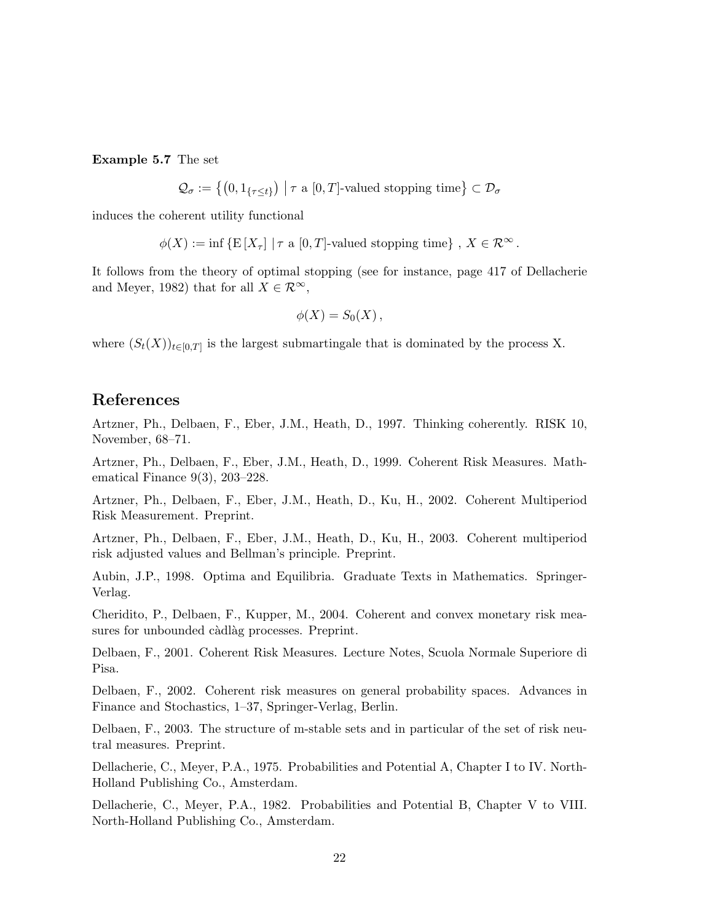**Example 5.7** The set

$$\mathcal{Q}_\sigma := \left\{ \left(0, 1_{\{\tau \leq t\}}\right) \mid \tau \text{ a } [0,T]\text{-valued stopping time} \right\} \subset \mathcal{D}_\sigma$$

induces the coherent utility functional

$$\phi(X) := \inf \left\{ \mathrm{E}\left[X_\tau\right] \mid \tau \text{ a } [0,T]\text{-valued stopping time} \right\} , \; X \in \mathcal{R}^\infty .$$

It follows from the theory of optimal stopping (see for instance, page 417 of Dellacherie and Meyer, 1982) that for all $X \in \mathcal{R}^\infty$,

$$\phi(X) = S_0(X) ,$$

where $(S_t(X))_{t \in [0,T]}$ is the largest submartingale that is dominated by the process X.

## References

Artzner, Ph., Delbaen, F., Eber, J.M., Heath, D., 1997. Thinking coherently. RISK 10, November, 68–71.

Artzner, Ph., Delbaen, F., Eber, J.M., Heath, D., 1999. Coherent Risk Measures. Mathematical Finance 9(3), 203–228.

Artzner, Ph., Delbaen, F., Eber, J.M., Heath, D., Ku, H., 2002. Coherent Multiperiod Risk Measurement. Preprint.

Artzner, Ph., Delbaen, F., Eber, J.M., Heath, D., Ku, H., 2003. Coherent multiperiod risk adjusted values and Bellman's principle. Preprint.

Aubin, J.P., 1998. Optima and Equilibria. Graduate Texts in Mathematics. Springer-Verlag.

Cheridito, P., Delbaen, F., Kupper, M., 2004. Coherent and convex monetary risk measures for unbounded càdlàg processes. Preprint.

Delbaen, F., 2001. Coherent Risk Measures. Lecture Notes, Scuola Normale Superiore di Pisa.

Delbaen, F., 2002. Coherent risk measures on general probability spaces. Advances in Finance and Stochastics, 1–37, Springer-Verlag, Berlin.

Delbaen, F., 2003. The structure of m-stable sets and in particular of the set of risk neutral measures. Preprint.

Dellacherie, C., Meyer, P.A., 1975. Probabilities and Potential A, Chapter I to IV. North-Holland Publishing Co., Amsterdam.

Dellacherie, C., Meyer, P.A., 1982. Probabilities and Potential B, Chapter V to VIII. North-Holland Publishing Co., Amsterdam.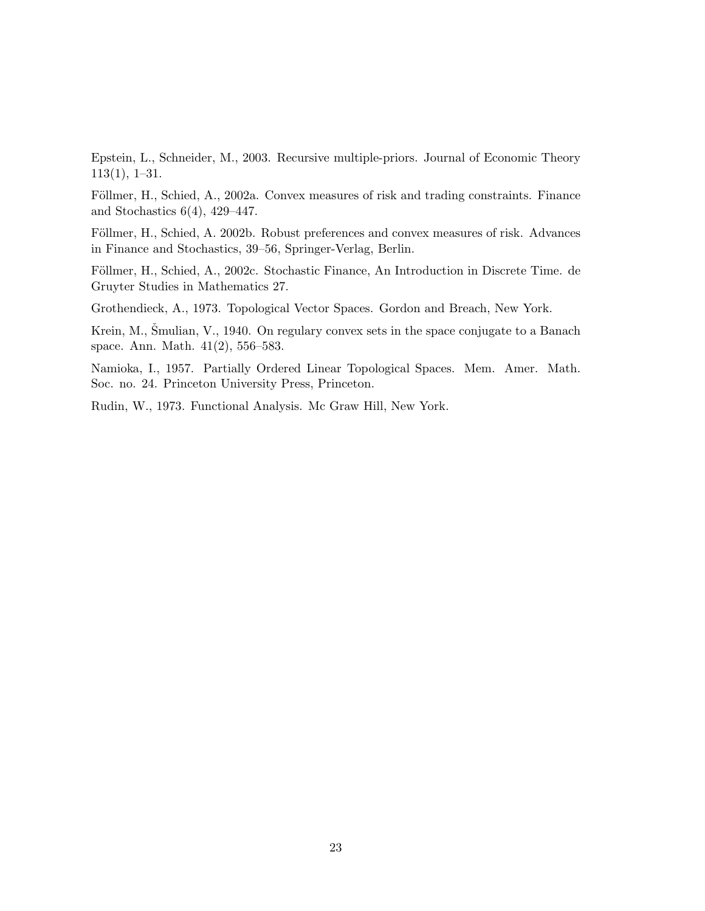Epstein, L., Schneider, M., 2003. Recursive multiple-priors. Journal of Economic Theory 113(1), 1–31.

Föllmer, H., Schied, A., 2002a. Convex measures of risk and trading constraints. Finance and Stochastics 6(4), 429–447.

Föllmer, H., Schied, A. 2002b. Robust preferences and convex measures of risk. Advances in Finance and Stochastics, 39–56, Springer-Verlag, Berlin.

Föllmer, H., Schied, A., 2002c. Stochastic Finance, An Introduction in Discrete Time. de Gruyter Studies in Mathematics 27.

Grothendieck, A., 1973. Topological Vector Spaces. Gordon and Breach, New York.

Krein, M., Šmulian, V., 1940. On regulary convex sets in the space conjugate to a Banach space. Ann. Math. 41(2), 556–583.

Namioka, I., 1957. Partially Ordered Linear Topological Spaces. Mem. Amer. Math. Soc. no. 24. Princeton University Press, Princeton.

Rudin, W., 1973. Functional Analysis. Mc Graw Hill, New York.